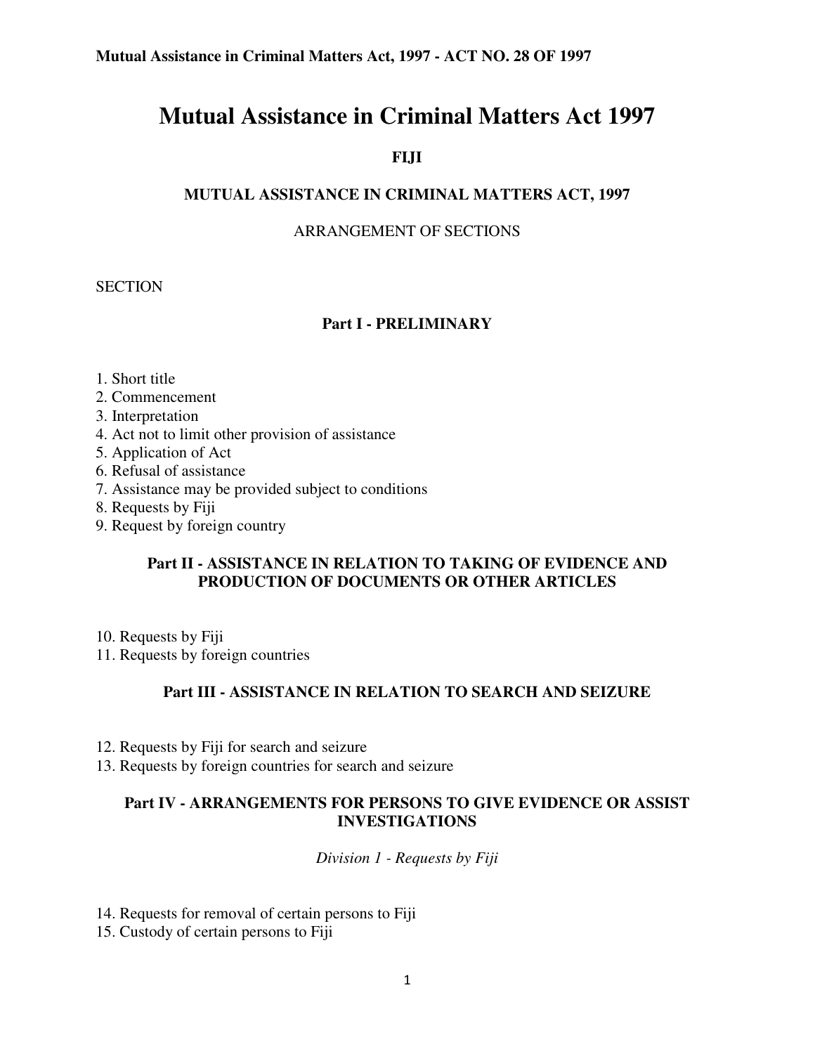# Mutual Assistance in Criminal Matters Act 1997

**FIJI**

**MUTUAL ASSISTANCE IN CRIMINAL MATTERS ACT, 1997**

ARRANGEMENT OF SECTIONS

SECTION

## Part I - PRELIMINARY

1. Short title
2. Commencement
3. Interpretation
4. Act not to limit other provision of assistance
5. Application of Act
6. Refusal of assistance
7. Assistance may be provided subject to conditions
8. Requests by Fiji
9. Request by foreign country

## Part II - ASSISTANCE IN RELATION TO TAKING OF EVIDENCE AND PRODUCTION OF DOCUMENTS OR OTHER ARTICLES

10. Requests by Fiji
11. Requests by foreign countries

## Part III - ASSISTANCE IN RELATION TO SEARCH AND SEIZURE

12. Requests by Fiji for search and seizure
13. Requests by foreign countries for search and seizure

## Part IV - ARRANGEMENTS FOR PERSONS TO GIVE EVIDENCE OR ASSIST INVESTIGATIONS

*Division 1 - Requests by Fiji*

14. Requests for removal of certain persons to Fiji
15. Custody of certain persons to Fiji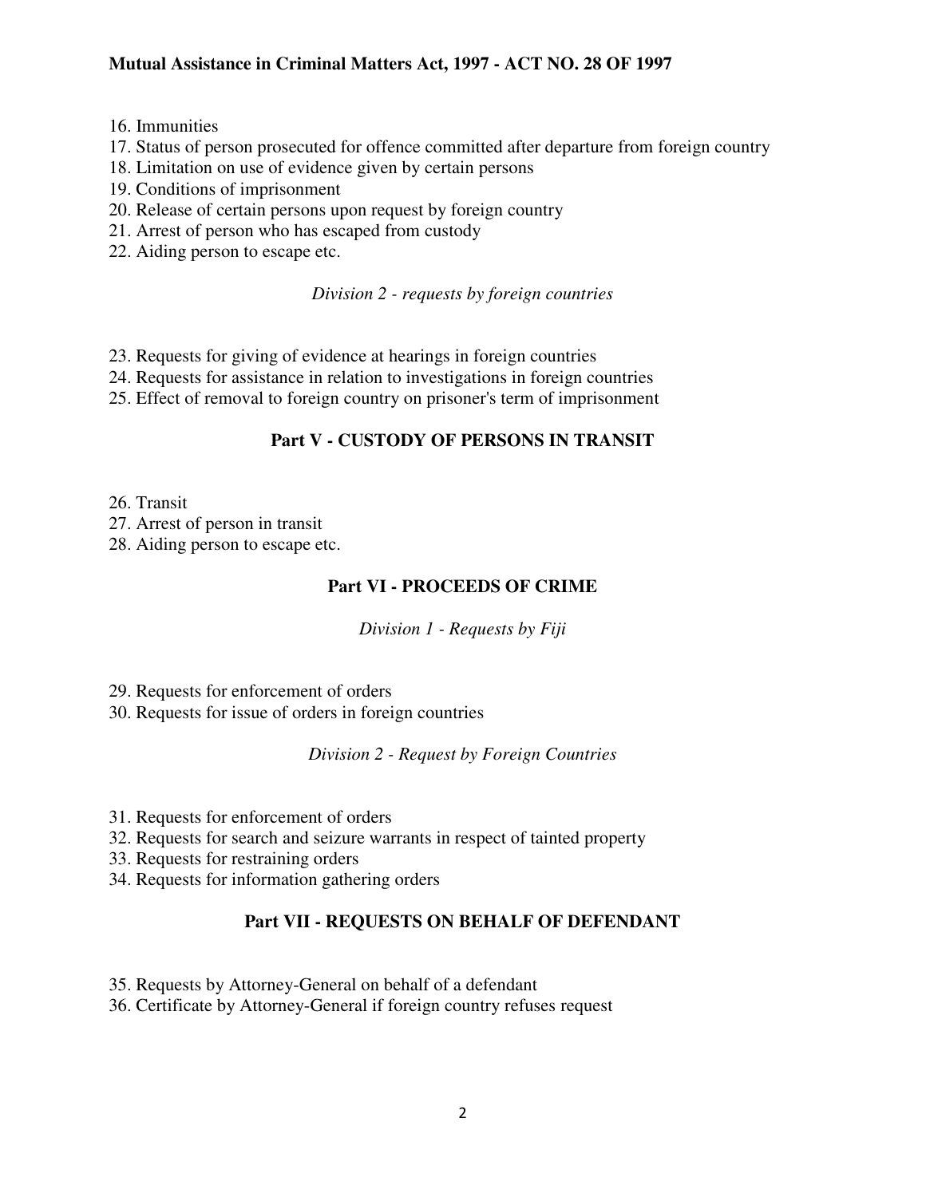16. Immunities
17. Status of person prosecuted for offence committed after departure from foreign country
18. Limitation on use of evidence given by certain persons
19. Conditions of imprisonment
20. Release of certain persons upon request by foreign country
21. Arrest of person who has escaped from custody
22. Aiding person to escape etc.

*Division 2 - requests by foreign countries*

23. Requests for giving of evidence at hearings in foreign countries
24. Requests for assistance in relation to investigations in foreign countries
25. Effect of removal to foreign country on prisoner's term of imprisonment

## Part V - CUSTODY OF PERSONS IN TRANSIT

26. Transit
27. Arrest of person in transit
28. Aiding person to escape etc.

## Part VI - PROCEEDS OF CRIME

*Division 1 - Requests by Fiji*

29. Requests for enforcement of orders
30. Requests for issue of orders in foreign countries

*Division 2 - Request by Foreign Countries*

31. Requests for enforcement of orders
32. Requests for search and seizure warrants in respect of tainted property
33. Requests for restraining orders
34. Requests for information gathering orders

## Part VII - REQUESTS ON BEHALF OF DEFENDANT

35. Requests by Attorney-General on behalf of a defendant
36. Certificate by Attorney-General if foreign country refuses request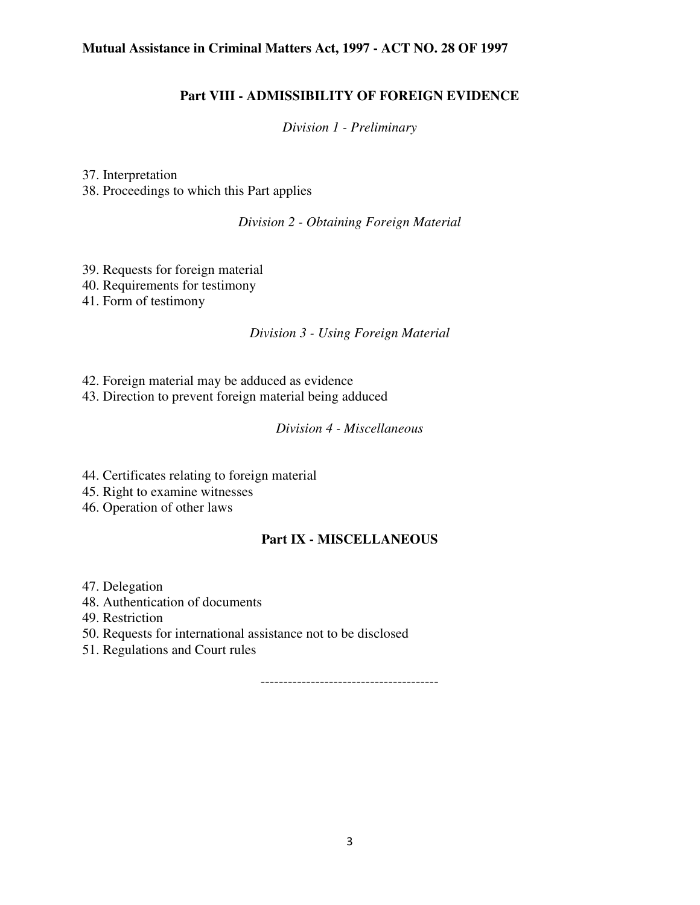## Part VIII - ADMISSIBILITY OF FOREIGN EVIDENCE

*Division 1 - Preliminary*

37. Interpretation
38. Proceedings to which this Part applies

*Division 2 - Obtaining Foreign Material*

39. Requests for foreign material
40. Requirements for testimony
41. Form of testimony

*Division 3 - Using Foreign Material*

42. Foreign material may be adduced as evidence
43. Direction to prevent foreign material being adduced

*Division 4 - Miscellaneous*

44. Certificates relating to foreign material
45. Right to examine witnesses
46. Operation of other laws

## Part IX - MISCELLANEOUS

47. Delegation
48. Authentication of documents
49. Restriction
50. Requests for international assistance not to be disclosed
51. Regulations and Court rules

---------------------------------------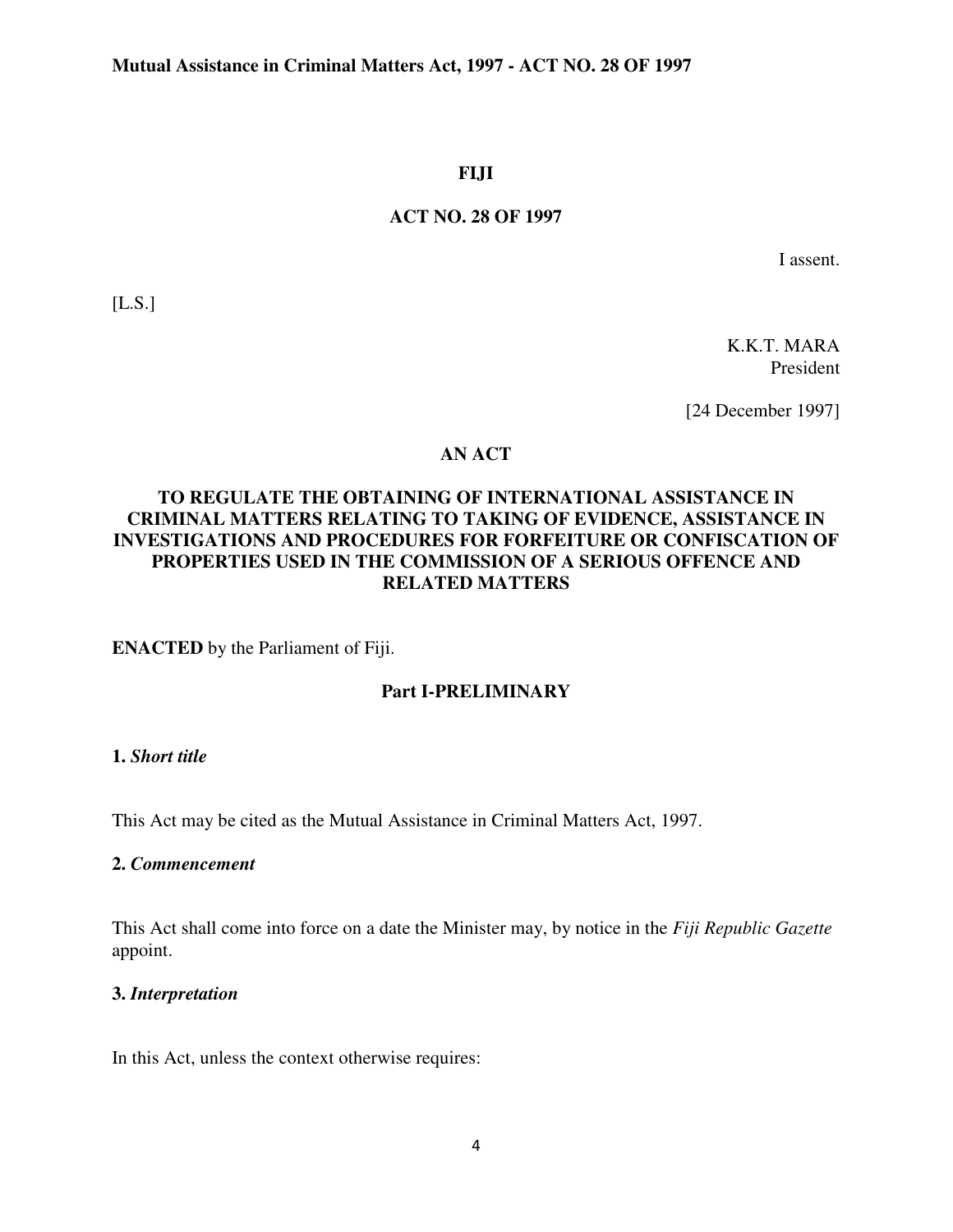# FIJI

## ACT NO. 28 OF 1997

I assent.

[L.S.]

K.K.T. MARA
President

[24 December 1997]

## AN ACT

### TO REGULATE THE OBTAINING OF INTERNATIONAL ASSISTANCE IN CRIMINAL MATTERS RELATING TO TAKING OF EVIDENCE, ASSISTANCE IN INVESTIGATIONS AND PROCEDURES FOR FORFEITURE OR CONFISCATION OF PROPERTIES USED IN THE COMMISSION OF A SERIOUS OFFENCE AND RELATED MATTERS

**ENACTED** by the Parliament of Fiji.

## Part I-PRELIMINARY

**1.** ***Short title***

This Act may be cited as the Mutual Assistance in Criminal Matters Act, 1997.

**2.** ***Commencement***

This Act shall come into force on a date the Minister may, by notice in the *Fiji Republic Gazette* appoint.

**3.** ***Interpretation***

In this Act, unless the context otherwise requires: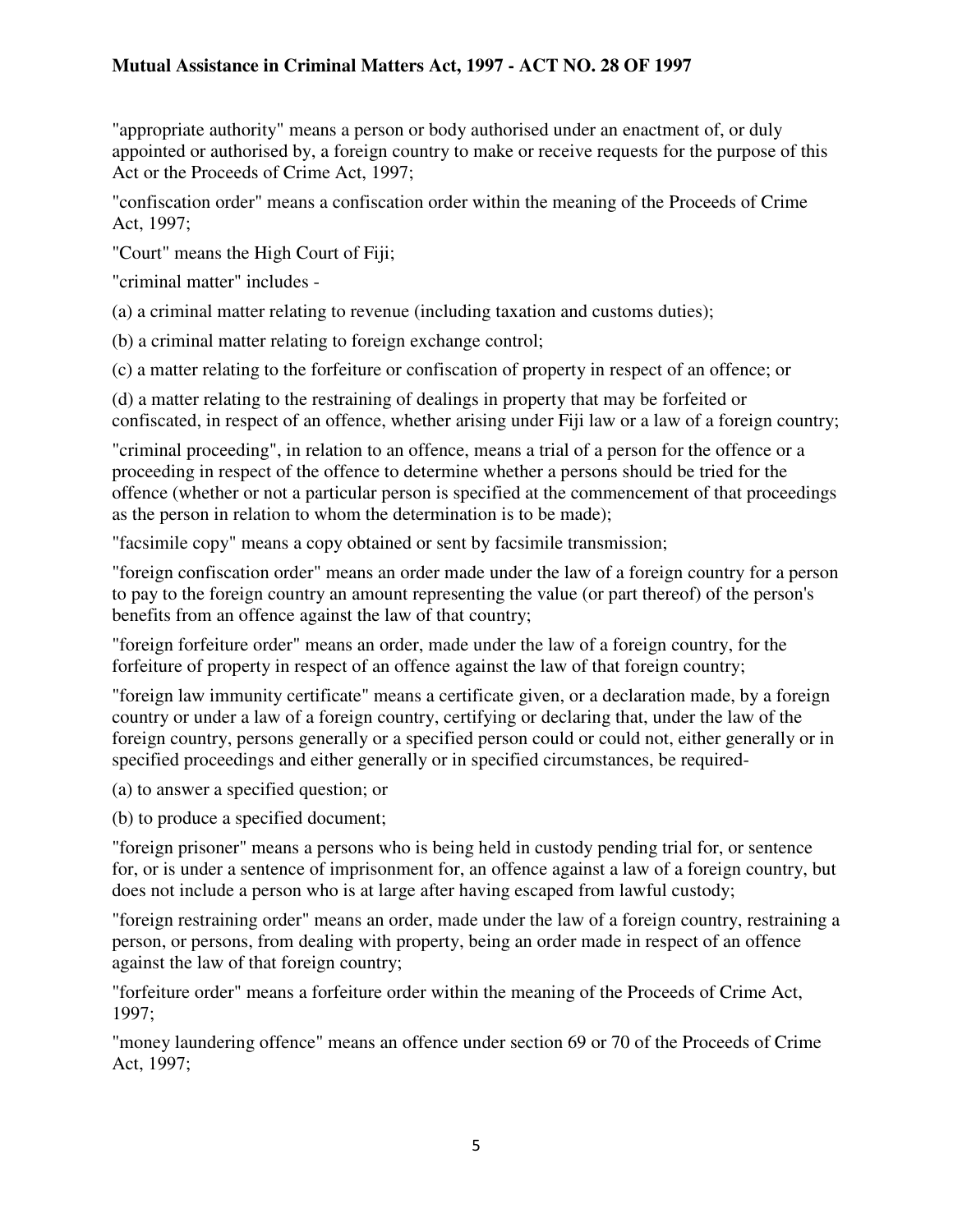"appropriate authority" means a person or body authorised under an enactment of, or duly appointed or authorised by, a foreign country to make or receive requests for the purpose of this Act or the Proceeds of Crime Act, 1997;

"confiscation order" means a confiscation order within the meaning of the Proceeds of Crime Act, 1997;

"Court" means the High Court of Fiji;

"criminal matter" includes -

(a) a criminal matter relating to revenue (including taxation and customs duties);

(b) a criminal matter relating to foreign exchange control;

(c) a matter relating to the forfeiture or confiscation of property in respect of an offence; or

(d) a matter relating to the restraining of dealings in property that may be forfeited or confiscated, in respect of an offence, whether arising under Fiji law or a law of a foreign country;

"criminal proceeding", in relation to an offence, means a trial of a person for the offence or a proceeding in respect of the offence to determine whether a persons should be tried for the offence (whether or not a particular person is specified at the commencement of that proceedings as the person in relation to whom the determination is to be made);

"facsimile copy" means a copy obtained or sent by facsimile transmission;

"foreign confiscation order" means an order made under the law of a foreign country for a person to pay to the foreign country an amount representing the value (or part thereof) of the person's benefits from an offence against the law of that country;

"foreign forfeiture order" means an order, made under the law of a foreign country, for the forfeiture of property in respect of an offence against the law of that foreign country;

"foreign law immunity certificate" means a certificate given, or a declaration made, by a foreign country or under a law of a foreign country, certifying or declaring that, under the law of the foreign country, persons generally or a specified person could or could not, either generally or in specified proceedings and either generally or in specified circumstances, be required-

(a) to answer a specified question; or

(b) to produce a specified document;

"foreign prisoner" means a persons who is being held in custody pending trial for, or sentence for, or is under a sentence of imprisonment for, an offence against a law of a foreign country, but does not include a person who is at large after having escaped from lawful custody;

"foreign restraining order" means an order, made under the law of a foreign country, restraining a person, or persons, from dealing with property, being an order made in respect of an offence against the law of that foreign country;

"forfeiture order" means a forfeiture order within the meaning of the Proceeds of Crime Act, 1997;

"money laundering offence" means an offence under section 69 or 70 of the Proceeds of Crime Act, 1997;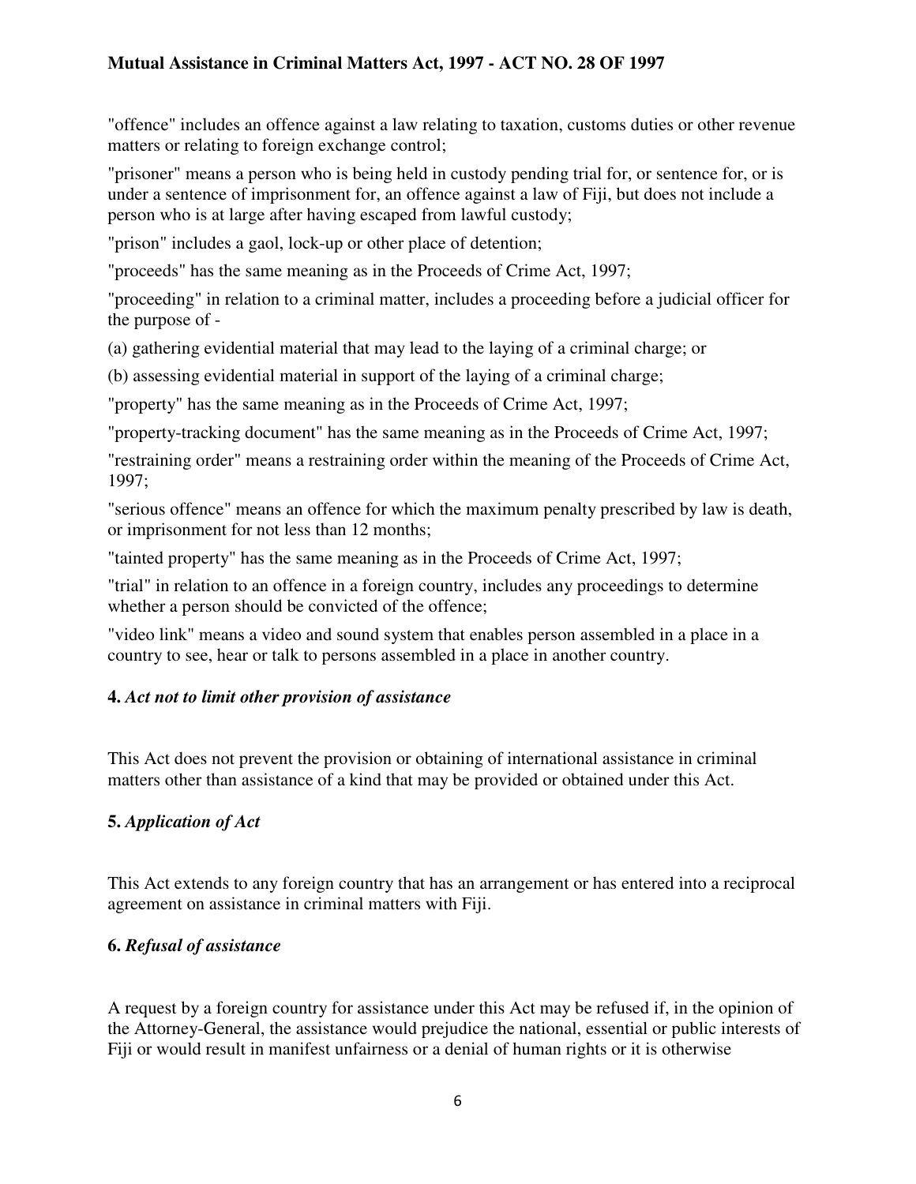"offence" includes an offence against a law relating to taxation, customs duties or other revenue matters or relating to foreign exchange control;

"prisoner" means a person who is being held in custody pending trial for, or sentence for, or is under a sentence of imprisonment for, an offence against a law of Fiji, but does not include a person who is at large after having escaped from lawful custody;

"prison" includes a gaol, lock-up or other place of detention;

"proceeds" has the same meaning as in the Proceeds of Crime Act, 1997;

"proceeding" in relation to a criminal matter, includes a proceeding before a judicial officer for the purpose of -

(a) gathering evidential material that may lead to the laying of a criminal charge; or

(b) assessing evidential material in support of the laying of a criminal charge;

"property" has the same meaning as in the Proceeds of Crime Act, 1997;

"property-tracking document" has the same meaning as in the Proceeds of Crime Act, 1997;

"restraining order" means a restraining order within the meaning of the Proceeds of Crime Act, 1997;

"serious offence" means an offence for which the maximum penalty prescribed by law is death, or imprisonment for not less than 12 months;

"tainted property" has the same meaning as in the Proceeds of Crime Act, 1997;

"trial" in relation to an offence in a foreign country, includes any proceedings to determine whether a person should be convicted of the offence;

"video link" means a video and sound system that enables person assembled in a place in a country to see, hear or talk to persons assembled in a place in another country.

**4.** ***Act not to limit other provision of assistance***

This Act does not prevent the provision or obtaining of international assistance in criminal matters other than assistance of a kind that may be provided or obtained under this Act.

**5.** ***Application of Act***

This Act extends to any foreign country that has an arrangement or has entered into a reciprocal agreement on assistance in criminal matters with Fiji.

**6.** ***Refusal of assistance***

A request by a foreign country for assistance under this Act may be refused if, in the opinion of the Attorney-General, the assistance would prejudice the national, essential or public interests of Fiji or would result in manifest unfairness or a denial of human rights or it is otherwise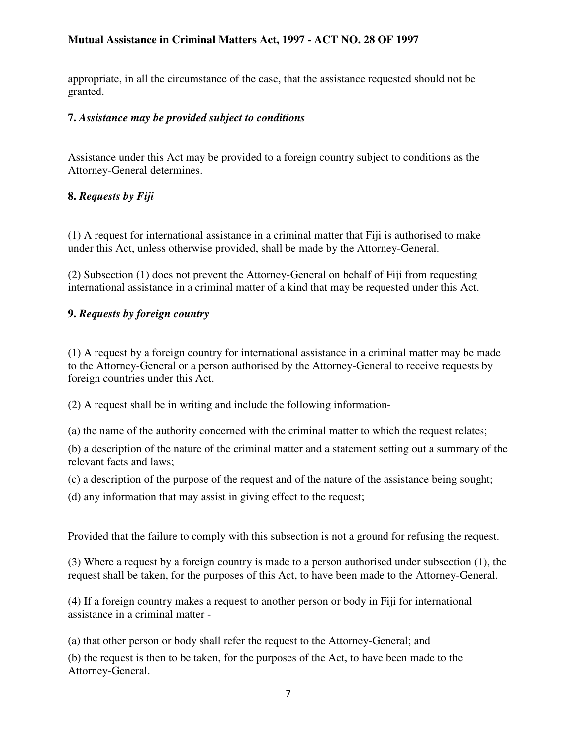appropriate, in all the circumstance of the case, that the assistance requested should not be granted.

**7.** ***Assistance may be provided subject to conditions***

Assistance under this Act may be provided to a foreign country subject to conditions as the Attorney-General determines.

**8.** ***Requests by Fiji***

(1) A request for international assistance in a criminal matter that Fiji is authorised to make under this Act, unless otherwise provided, shall be made by the Attorney-General.

(2) Subsection (1) does not prevent the Attorney-General on behalf of Fiji from requesting international assistance in a criminal matter of a kind that may be requested under this Act.

**9.** ***Requests by foreign country***

(1) A request by a foreign country for international assistance in a criminal matter may be made to the Attorney-General or a person authorised by the Attorney-General to receive requests by foreign countries under this Act.

(2) A request shall be in writing and include the following information-

(a) the name of the authority concerned with the criminal matter to which the request relates;

(b) a description of the nature of the criminal matter and a statement setting out a summary of the relevant facts and laws;

(c) a description of the purpose of the request and of the nature of the assistance being sought;

(d) any information that may assist in giving effect to the request;

Provided that the failure to comply with this subsection is not a ground for refusing the request.

(3) Where a request by a foreign country is made to a person authorised under subsection (1), the request shall be taken, for the purposes of this Act, to have been made to the Attorney-General.

(4) If a foreign country makes a request to another person or body in Fiji for international assistance in a criminal matter -

(a) that other person or body shall refer the request to the Attorney-General; and

(b) the request is then to be taken, for the purposes of the Act, to have been made to the Attorney-General.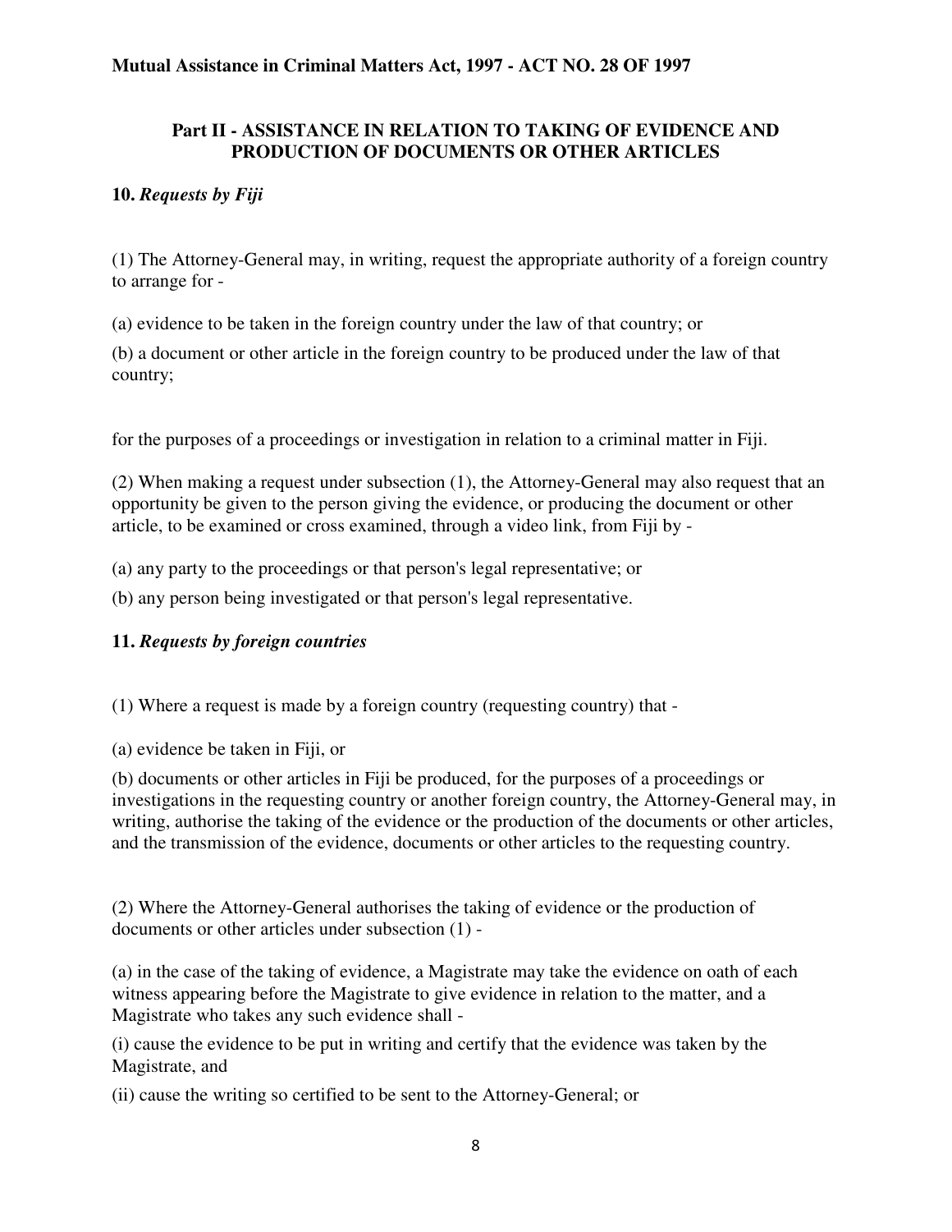**Mutual Assistance in Criminal Matters Act, 1997 - ACT NO. 28 OF 1997**

## Part II - ASSISTANCE IN RELATION TO TAKING OF EVIDENCE AND PRODUCTION OF DOCUMENTS OR OTHER ARTICLES

### 10. *Requests by Fiji*

(1) The Attorney-General may, in writing, request the appropriate authority of a foreign country to arrange for -

(a) evidence to be taken in the foreign country under the law of that country; or

(b) a document or other article in the foreign country to be produced under the law of that country;

for the purposes of a proceedings or investigation in relation to a criminal matter in Fiji.

(2) When making a request under subsection (1), the Attorney-General may also request that an opportunity be given to the person giving the evidence, or producing the document or other article, to be examined or cross examined, through a video link, from Fiji by -

(a) any party to the proceedings or that person's legal representative; or

(b) any person being investigated or that person's legal representative.

### 11. *Requests by foreign countries*

(1) Where a request is made by a foreign country (requesting country) that -

(a) evidence be taken in Fiji, or

(b) documents or other articles in Fiji be produced, for the purposes of a proceedings or investigations in the requesting country or another foreign country, the Attorney-General may, in writing, authorise the taking of the evidence or the production of the documents or other articles, and the transmission of the evidence, documents or other articles to the requesting country.

(2) Where the Attorney-General authorises the taking of evidence or the production of documents or other articles under subsection (1) -

(a) in the case of the taking of evidence, a Magistrate may take the evidence on oath of each witness appearing before the Magistrate to give evidence in relation to the matter, and a Magistrate who takes any such evidence shall -

(i) cause the evidence to be put in writing and certify that the evidence was taken by the Magistrate, and

(ii) cause the writing so certified to be sent to the Attorney-General; or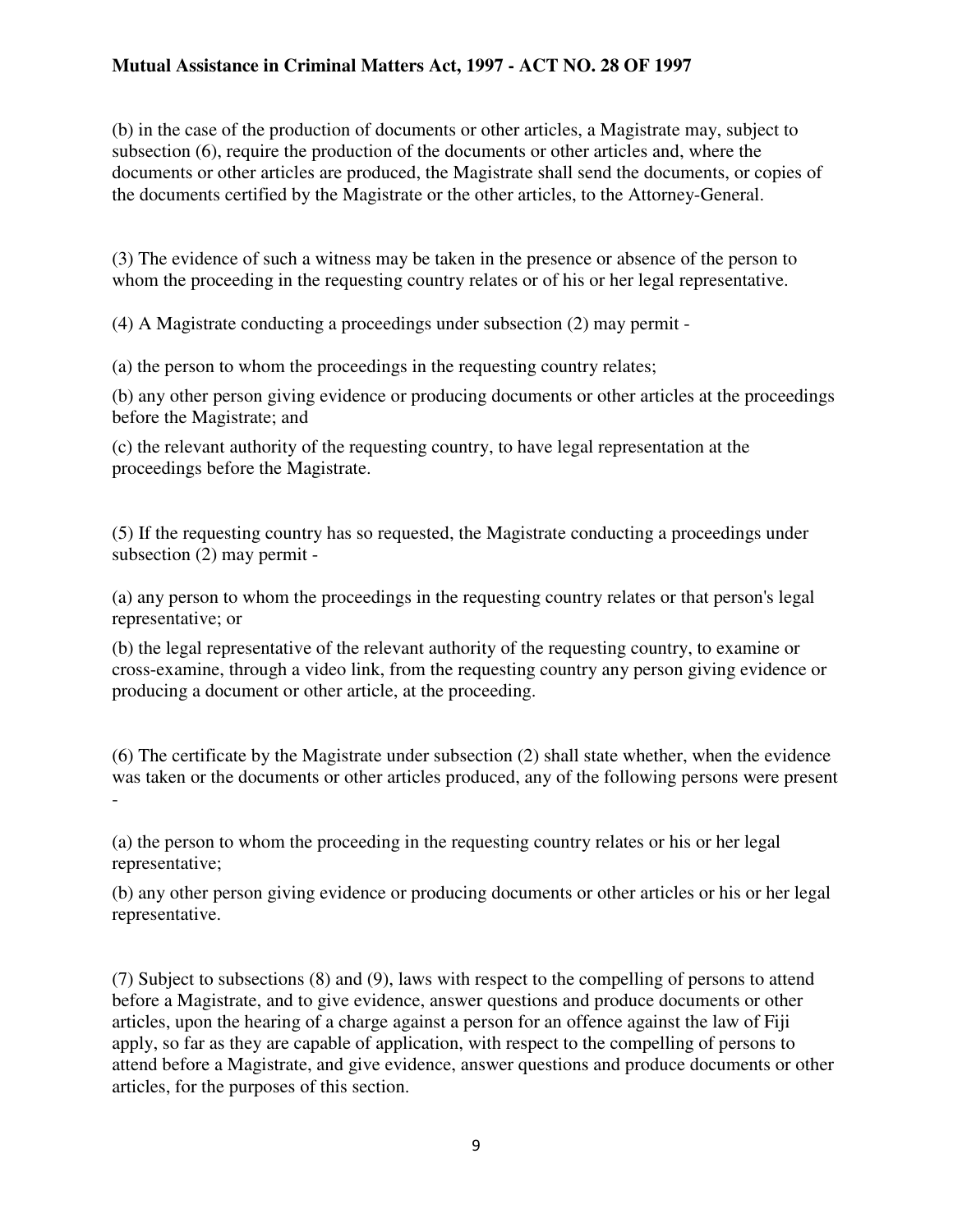(b) in the case of the production of documents or other articles, a Magistrate may, subject to subsection (6), require the production of the documents or other articles and, where the documents or other articles are produced, the Magistrate shall send the documents, or copies of the documents certified by the Magistrate or the other articles, to the Attorney-General.

(3) The evidence of such a witness may be taken in the presence or absence of the person to whom the proceeding in the requesting country relates or of his or her legal representative.

(4) A Magistrate conducting a proceedings under subsection (2) may permit -

(a) the person to whom the proceedings in the requesting country relates;

(b) any other person giving evidence or producing documents or other articles at the proceedings before the Magistrate; and

(c) the relevant authority of the requesting country, to have legal representation at the proceedings before the Magistrate.

(5) If the requesting country has so requested, the Magistrate conducting a proceedings under subsection (2) may permit -

(a) any person to whom the proceedings in the requesting country relates or that person's legal representative; or

(b) the legal representative of the relevant authority of the requesting country, to examine or cross-examine, through a video link, from the requesting country any person giving evidence or producing a document or other article, at the proceeding.

(6) The certificate by the Magistrate under subsection (2) shall state whether, when the evidence was taken or the documents or other articles produced, any of the following persons were present -

(a) the person to whom the proceeding in the requesting country relates or his or her legal representative;

(b) any other person giving evidence or producing documents or other articles or his or her legal representative.

(7) Subject to subsections (8) and (9), laws with respect to the compelling of persons to attend before a Magistrate, and to give evidence, answer questions and produce documents or other articles, upon the hearing of a charge against a person for an offence against the law of Fiji apply, so far as they are capable of application, with respect to the compelling of persons to attend before a Magistrate, and give evidence, answer questions and produce documents or other articles, for the purposes of this section.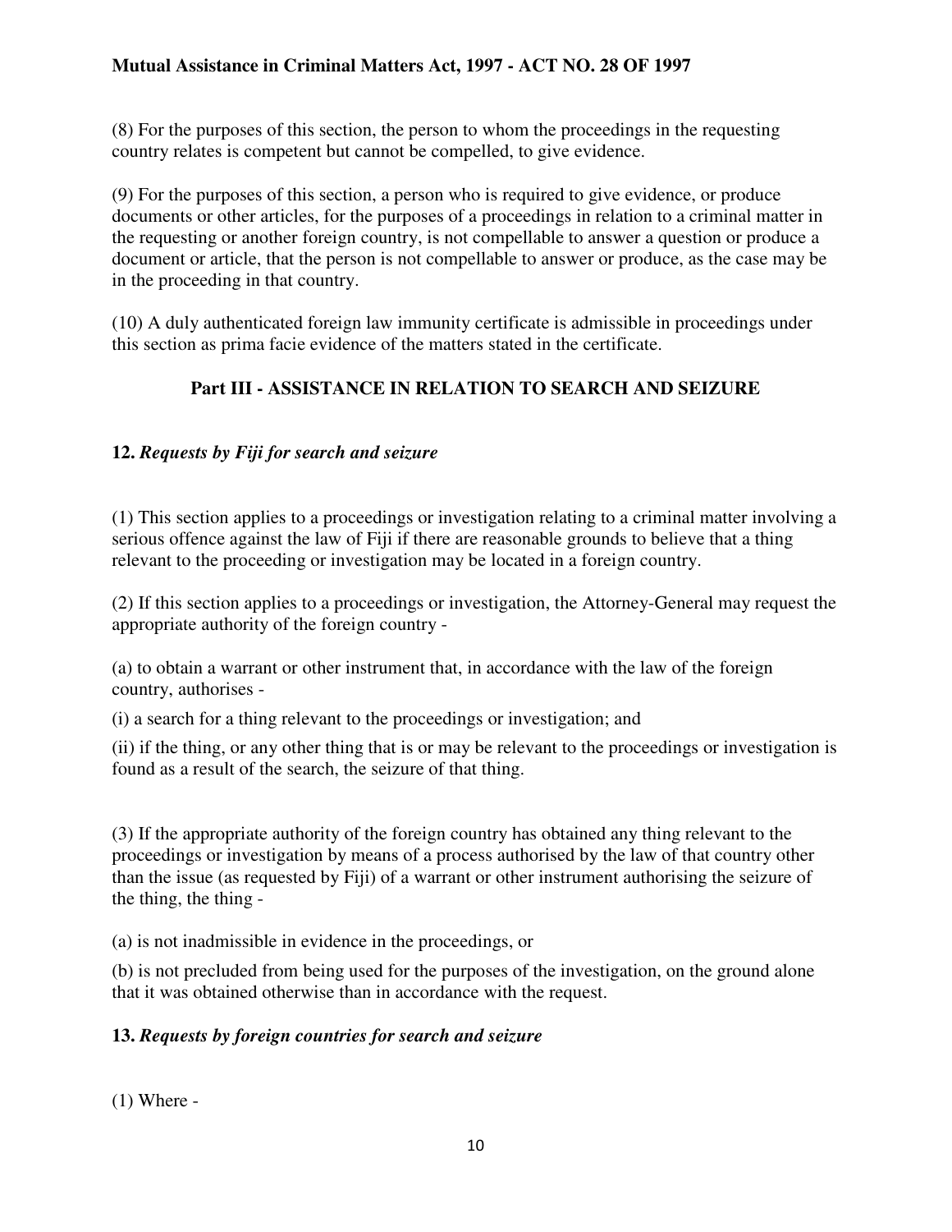(8) For the purposes of this section, the person to whom the proceedings in the requesting country relates is competent but cannot be compelled, to give evidence.

(9) For the purposes of this section, a person who is required to give evidence, or produce documents or other articles, for the purposes of a proceedings in relation to a criminal matter in the requesting or another foreign country, is not compellable to answer a question or produce a document or article, that the person is not compellable to answer or produce, as the case may be in the proceeding in that country.

(10) A duly authenticated foreign law immunity certificate is admissible in proceedings under this section as prima facie evidence of the matters stated in the certificate.

## Part III - ASSISTANCE IN RELATION TO SEARCH AND SEIZURE

### 12. *Requests by Fiji for search and seizure*

(1) This section applies to a proceedings or investigation relating to a criminal matter involving a serious offence against the law of Fiji if there are reasonable grounds to believe that a thing relevant to the proceeding or investigation may be located in a foreign country.

(2) If this section applies to a proceedings or investigation, the Attorney-General may request the appropriate authority of the foreign country -

(a) to obtain a warrant or other instrument that, in accordance with the law of the foreign country, authorises -

(i) a search for a thing relevant to the proceedings or investigation; and

(ii) if the thing, or any other thing that is or may be relevant to the proceedings or investigation is found as a result of the search, the seizure of that thing.

(3) If the appropriate authority of the foreign country has obtained any thing relevant to the proceedings or investigation by means of a process authorised by the law of that country other than the issue (as requested by Fiji) of a warrant or other instrument authorising the seizure of the thing, the thing -

(a) is not inadmissible in evidence in the proceedings, or

(b) is not precluded from being used for the purposes of the investigation, on the ground alone that it was obtained otherwise than in accordance with the request.

### 13. *Requests by foreign countries for search and seizure*

(1) Where -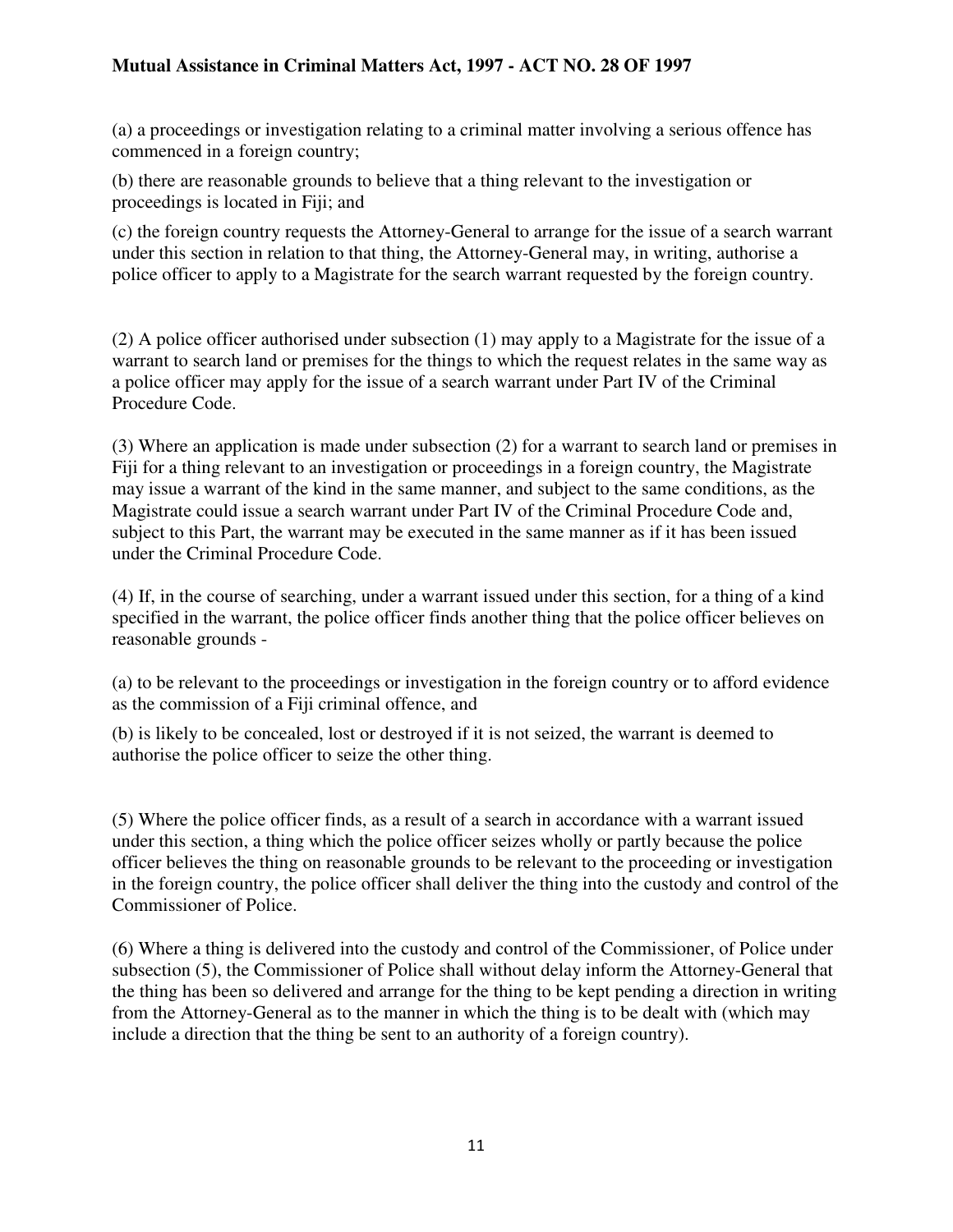(a) a proceedings or investigation relating to a criminal matter involving a serious offence has commenced in a foreign country;

(b) there are reasonable grounds to believe that a thing relevant to the investigation or proceedings is located in Fiji; and

(c) the foreign country requests the Attorney-General to arrange for the issue of a search warrant under this section in relation to that thing, the Attorney-General may, in writing, authorise a police officer to apply to a Magistrate for the search warrant requested by the foreign country.

(2) A police officer authorised under subsection (1) may apply to a Magistrate for the issue of a warrant to search land or premises for the things to which the request relates in the same way as a police officer may apply for the issue of a search warrant under Part IV of the Criminal Procedure Code.

(3) Where an application is made under subsection (2) for a warrant to search land or premises in Fiji for a thing relevant to an investigation or proceedings in a foreign country, the Magistrate may issue a warrant of the kind in the same manner, and subject to the same conditions, as the Magistrate could issue a search warrant under Part IV of the Criminal Procedure Code and, subject to this Part, the warrant may be executed in the same manner as if it has been issued under the Criminal Procedure Code.

(4) If, in the course of searching, under a warrant issued under this section, for a thing of a kind specified in the warrant, the police officer finds another thing that the police officer believes on reasonable grounds -

(a) to be relevant to the proceedings or investigation in the foreign country or to afford evidence as the commission of a Fiji criminal offence, and

(b) is likely to be concealed, lost or destroyed if it is not seized, the warrant is deemed to authorise the police officer to seize the other thing.

(5) Where the police officer finds, as a result of a search in accordance with a warrant issued under this section, a thing which the police officer seizes wholly or partly because the police officer believes the thing on reasonable grounds to be relevant to the proceeding or investigation in the foreign country, the police officer shall deliver the thing into the custody and control of the Commissioner of Police.

(6) Where a thing is delivered into the custody and control of the Commissioner, of Police under subsection (5), the Commissioner of Police shall without delay inform the Attorney-General that the thing has been so delivered and arrange for the thing to be kept pending a direction in writing from the Attorney-General as to the manner in which the thing is to be dealt with (which may include a direction that the thing be sent to an authority of a foreign country).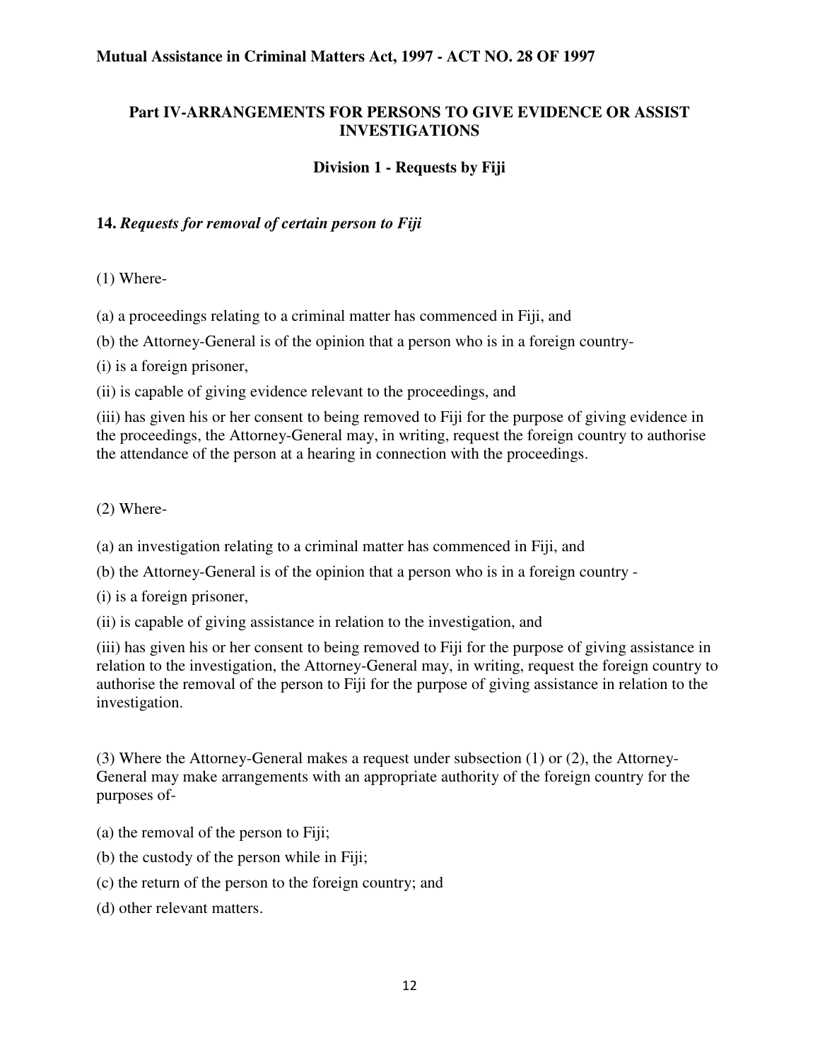## Part IV-ARRANGEMENTS FOR PERSONS TO GIVE EVIDENCE OR ASSIST INVESTIGATIONS

### Division 1 - Requests by Fiji

**14.** ***Requests for removal of certain person to Fiji***

(1) Where-

(a) a proceedings relating to a criminal matter has commenced in Fiji, and

(b) the Attorney-General is of the opinion that a person who is in a foreign country-

(i) is a foreign prisoner,

(ii) is capable of giving evidence relevant to the proceedings, and

(iii) has given his or her consent to being removed to Fiji for the purpose of giving evidence in the proceedings, the Attorney-General may, in writing, request the foreign country to authorise the attendance of the person at a hearing in connection with the proceedings.

(2) Where-

(a) an investigation relating to a criminal matter has commenced in Fiji, and

(b) the Attorney-General is of the opinion that a person who is in a foreign country -

(i) is a foreign prisoner,

(ii) is capable of giving assistance in relation to the investigation, and

(iii) has given his or her consent to being removed to Fiji for the purpose of giving assistance in relation to the investigation, the Attorney-General may, in writing, request the foreign country to authorise the removal of the person to Fiji for the purpose of giving assistance in relation to the investigation.

(3) Where the Attorney-General makes a request under subsection (1) or (2), the Attorney-General may make arrangements with an appropriate authority of the foreign country for the purposes of-

(a) the removal of the person to Fiji;

(b) the custody of the person while in Fiji;

(c) the return of the person to the foreign country; and

(d) other relevant matters.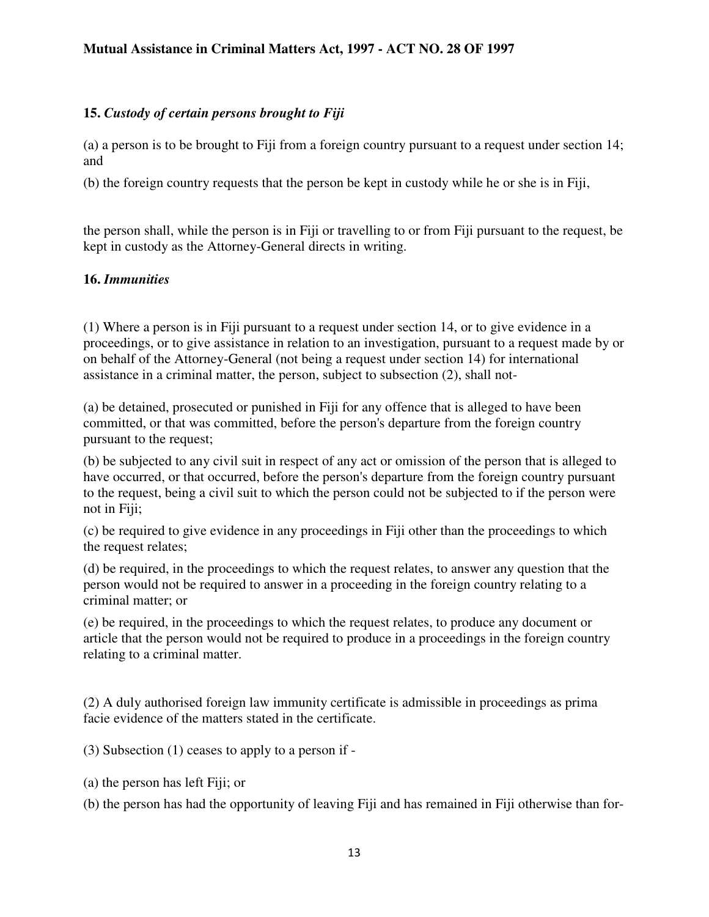### 15. *Custody of certain persons brought to Fiji*

(a) a person is to be brought to Fiji from a foreign country pursuant to a request under section 14; and

(b) the foreign country requests that the person be kept in custody while he or she is in Fiji,

the person shall, while the person is in Fiji or travelling to or from Fiji pursuant to the request, be kept in custody as the Attorney-General directs in writing.

### 16. *Immunities*

(1) Where a person is in Fiji pursuant to a request under section 14, or to give evidence in a proceedings, or to give assistance in relation to an investigation, pursuant to a request made by or on behalf of the Attorney-General (not being a request under section 14) for international assistance in a criminal matter, the person, subject to subsection (2), shall not-

(a) be detained, prosecuted or punished in Fiji for any offence that is alleged to have been committed, or that was committed, before the person's departure from the foreign country pursuant to the request;

(b) be subjected to any civil suit in respect of any act or omission of the person that is alleged to have occurred, or that occurred, before the person's departure from the foreign country pursuant to the request, being a civil suit to which the person could not be subjected to if the person were not in Fiji;

(c) be required to give evidence in any proceedings in Fiji other than the proceedings to which the request relates;

(d) be required, in the proceedings to which the request relates, to answer any question that the person would not be required to answer in a proceeding in the foreign country relating to a criminal matter; or

(e) be required, in the proceedings to which the request relates, to produce any document or article that the person would not be required to produce in a proceedings in the foreign country relating to a criminal matter.

(2) A duly authorised foreign law immunity certificate is admissible in proceedings as prima facie evidence of the matters stated in the certificate.

(3) Subsection (1) ceases to apply to a person if -

(a) the person has left Fiji; or

(b) the person has had the opportunity of leaving Fiji and has remained in Fiji otherwise than for-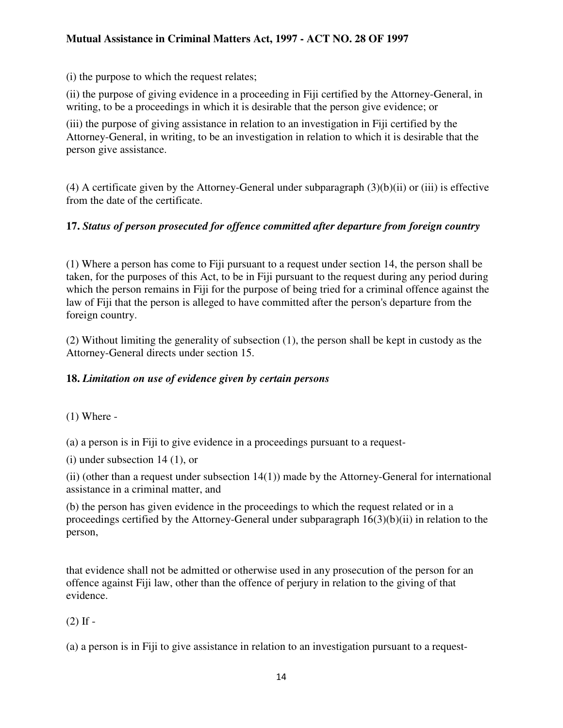(i) the purpose to which the request relates;

(ii) the purpose of giving evidence in a proceeding in Fiji certified by the Attorney-General, in writing, to be a proceedings in which it is desirable that the person give evidence; or

(iii) the purpose of giving assistance in relation to an investigation in Fiji certified by the Attorney-General, in writing, to be an investigation in relation to which it is desirable that the person give assistance.

(4) A certificate given by the Attorney-General under subparagraph (3)(b)(ii) or (iii) is effective from the date of the certificate.

**17.** ***Status of person prosecuted for offence committed after departure from foreign country***

(1) Where a person has come to Fiji pursuant to a request under section 14, the person shall be taken, for the purposes of this Act, to be in Fiji pursuant to the request during any period during which the person remains in Fiji for the purpose of being tried for a criminal offence against the law of Fiji that the person is alleged to have committed after the person's departure from the foreign country.

(2) Without limiting the generality of subsection (1), the person shall be kept in custody as the Attorney-General directs under section 15.

**18.** ***Limitation on use of evidence given by certain persons***

(1) Where -

(a) a person is in Fiji to give evidence in a proceedings pursuant to a request-

(i) under subsection 14 (1), or

(ii) (other than a request under subsection 14(1)) made by the Attorney-General for international assistance in a criminal matter, and

(b) the person has given evidence in the proceedings to which the request related or in a proceedings certified by the Attorney-General under subparagraph 16(3)(b)(ii) in relation to the person,

that evidence shall not be admitted or otherwise used in any prosecution of the person for an offence against Fiji law, other than the offence of perjury in relation to the giving of that evidence.

(2) If -

(a) a person is in Fiji to give assistance in relation to an investigation pursuant to a request-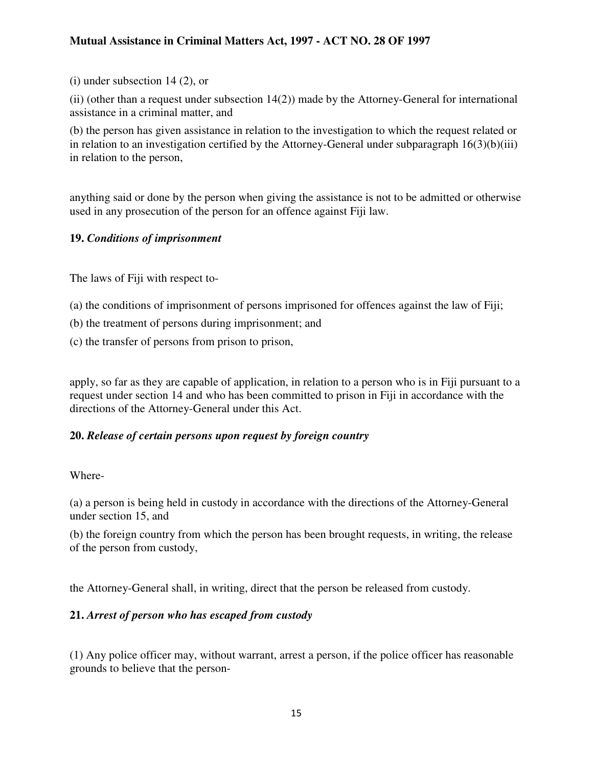(i) under subsection 14 (2), or

(ii) (other than a request under subsection 14(2)) made by the Attorney-General for international assistance in a criminal matter, and

(b) the person has given assistance in relation to the investigation to which the request related or in relation to an investigation certified by the Attorney-General under subparagraph 16(3)(b)(iii) in relation to the person,

anything said or done by the person when giving the assistance is not to be admitted or otherwise used in any prosecution of the person for an offence against Fiji law.

**19.** ***Conditions of imprisonment***

The laws of Fiji with respect to-

(a) the conditions of imprisonment of persons imprisoned for offences against the law of Fiji;

(b) the treatment of persons during imprisonment; and

(c) the transfer of persons from prison to prison,

apply, so far as they are capable of application, in relation to a person who is in Fiji pursuant to a request under section 14 and who has been committed to prison in Fiji in accordance with the directions of the Attorney-General under this Act.

**20.** ***Release of certain persons upon request by foreign country***

Where-

(a) a person is being held in custody in accordance with the directions of the Attorney-General under section 15, and

(b) the foreign country from which the person has been brought requests, in writing, the release of the person from custody,

the Attorney-General shall, in writing, direct that the person be released from custody.

**21.** ***Arrest of person who has escaped from custody***

(1) Any police officer may, without warrant, arrest a person, if the police officer has reasonable grounds to believe that the person-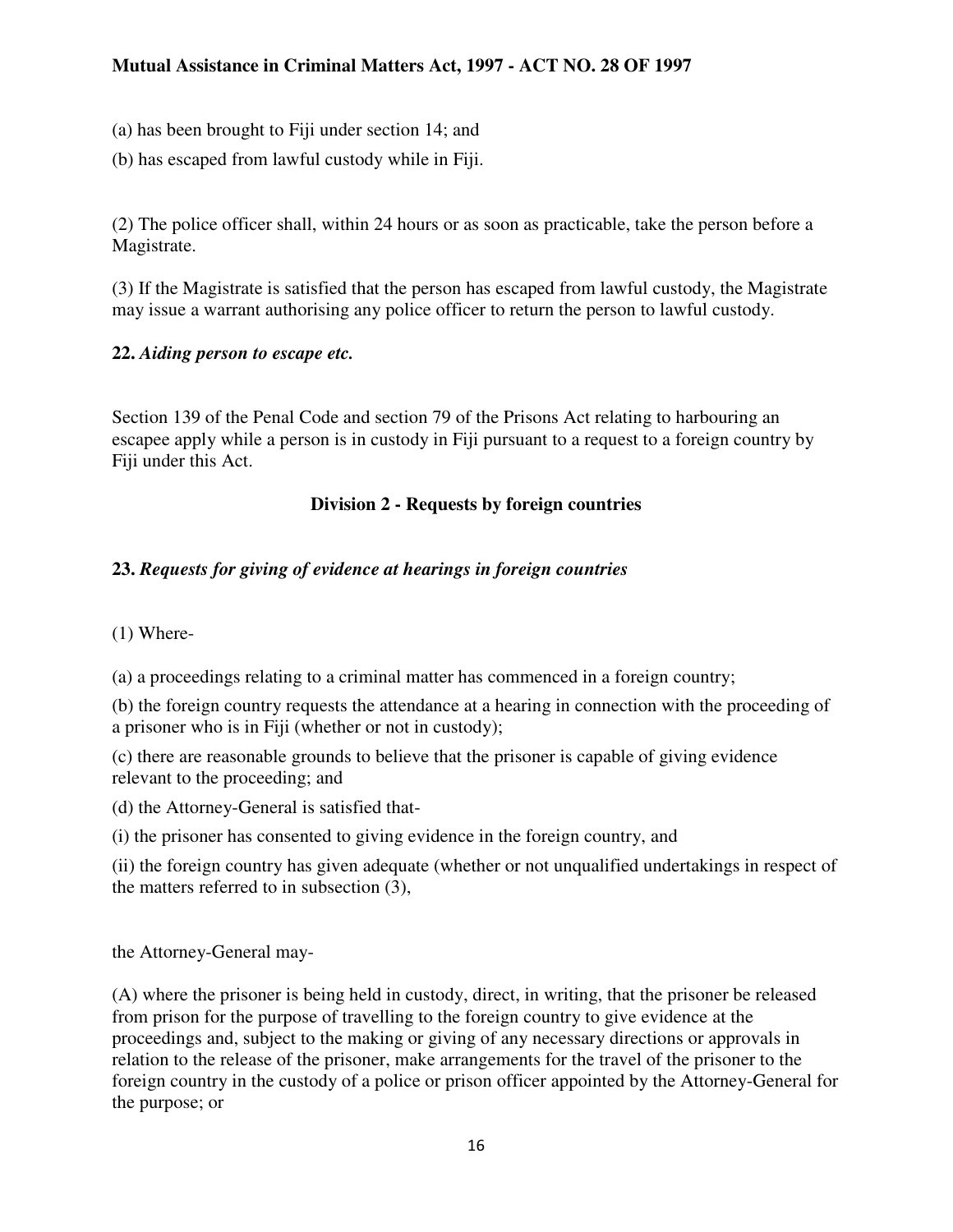(a) has been brought to Fiji under section 14; and

(b) has escaped from lawful custody while in Fiji.

(2) The police officer shall, within 24 hours or as soon as practicable, take the person before a Magistrate.

(3) If the Magistrate is satisfied that the person has escaped from lawful custody, the Magistrate may issue a warrant authorising any police officer to return the person to lawful custody.

**22.** ***Aiding person to escape etc.***

Section 139 of the Penal Code and section 79 of the Prisons Act relating to harbouring an escapee apply while a person is in custody in Fiji pursuant to a request to a foreign country by Fiji under this Act.

## Division 2 - Requests by foreign countries

**23.** ***Requests for giving of evidence at hearings in foreign countries***

(1) Where-

(a) a proceedings relating to a criminal matter has commenced in a foreign country;

(b) the foreign country requests the attendance at a hearing in connection with the proceeding of a prisoner who is in Fiji (whether or not in custody);

(c) there are reasonable grounds to believe that the prisoner is capable of giving evidence relevant to the proceeding; and

(d) the Attorney-General is satisfied that-

(i) the prisoner has consented to giving evidence in the foreign country, and

(ii) the foreign country has given adequate (whether or not unqualified undertakings in respect of the matters referred to in subsection (3),

the Attorney-General may-

(A) where the prisoner is being held in custody, direct, in writing, that the prisoner be released from prison for the purpose of travelling to the foreign country to give evidence at the proceedings and, subject to the making or giving of any necessary directions or approvals in relation to the release of the prisoner, make arrangements for the travel of the prisoner to the foreign country in the custody of a police or prison officer appointed by the Attorney-General for the purpose; or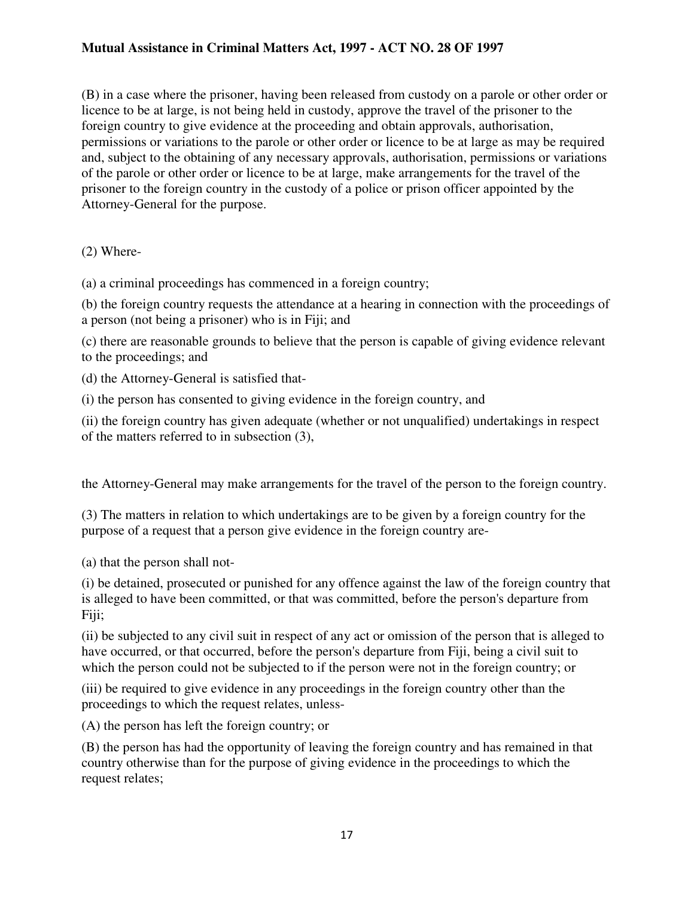(B) in a case where the prisoner, having been released from custody on a parole or other order or licence to be at large, is not being held in custody, approve the travel of the prisoner to the foreign country to give evidence at the proceeding and obtain approvals, authorisation, permissions or variations to the parole or other order or licence to be at large as may be required and, subject to the obtaining of any necessary approvals, authorisation, permissions or variations of the parole or other order or licence to be at large, make arrangements for the travel of the prisoner to the foreign country in the custody of a police or prison officer appointed by the Attorney-General for the purpose.

(2) Where-

(a) a criminal proceedings has commenced in a foreign country;

(b) the foreign country requests the attendance at a hearing in connection with the proceedings of a person (not being a prisoner) who is in Fiji; and

(c) there are reasonable grounds to believe that the person is capable of giving evidence relevant to the proceedings; and

(d) the Attorney-General is satisfied that-

(i) the person has consented to giving evidence in the foreign country, and

(ii) the foreign country has given adequate (whether or not unqualified) undertakings in respect of the matters referred to in subsection (3),

the Attorney-General may make arrangements for the travel of the person to the foreign country.

(3) The matters in relation to which undertakings are to be given by a foreign country for the purpose of a request that a person give evidence in the foreign country are-

(a) that the person shall not-

(i) be detained, prosecuted or punished for any offence against the law of the foreign country that is alleged to have been committed, or that was committed, before the person's departure from Fiji;

(ii) be subjected to any civil suit in respect of any act or omission of the person that is alleged to have occurred, or that occurred, before the person's departure from Fiji, being a civil suit to which the person could not be subjected to if the person were not in the foreign country; or

(iii) be required to give evidence in any proceedings in the foreign country other than the proceedings to which the request relates, unless-

(A) the person has left the foreign country; or

(B) the person has had the opportunity of leaving the foreign country and has remained in that country otherwise than for the purpose of giving evidence in the proceedings to which the request relates;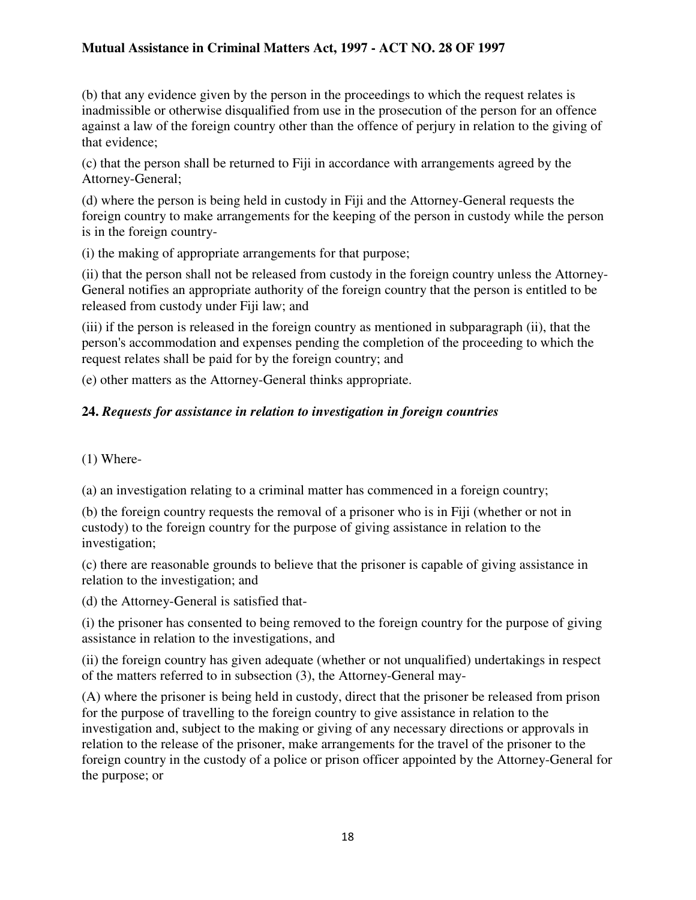(b) that any evidence given by the person in the proceedings to which the request relates is inadmissible or otherwise disqualified from use in the prosecution of the person for an offence against a law of the foreign country other than the offence of perjury in relation to the giving of that evidence;

(c) that the person shall be returned to Fiji in accordance with arrangements agreed by the Attorney-General;

(d) where the person is being held in custody in Fiji and the Attorney-General requests the foreign country to make arrangements for the keeping of the person in custody while the person is in the foreign country-

(i) the making of appropriate arrangements for that purpose;

(ii) that the person shall not be released from custody in the foreign country unless the Attorney-General notifies an appropriate authority of the foreign country that the person is entitled to be released from custody under Fiji law; and

(iii) if the person is released in the foreign country as mentioned in subparagraph (ii), that the person's accommodation and expenses pending the completion of the proceeding to which the request relates shall be paid for by the foreign country; and

(e) other matters as the Attorney-General thinks appropriate.

### 24. *Requests for assistance in relation to investigation in foreign countries*

(1) Where-

(a) an investigation relating to a criminal matter has commenced in a foreign country;

(b) the foreign country requests the removal of a prisoner who is in Fiji (whether or not in custody) to the foreign country for the purpose of giving assistance in relation to the investigation;

(c) there are reasonable grounds to believe that the prisoner is capable of giving assistance in relation to the investigation; and

(d) the Attorney-General is satisfied that-

(i) the prisoner has consented to being removed to the foreign country for the purpose of giving assistance in relation to the investigations, and

(ii) the foreign country has given adequate (whether or not unqualified) undertakings in respect of the matters referred to in subsection (3), the Attorney-General may-

(A) where the prisoner is being held in custody, direct that the prisoner be released from prison for the purpose of travelling to the foreign country to give assistance in relation to the investigation and, subject to the making or giving of any necessary directions or approvals in relation to the release of the prisoner, make arrangements for the travel of the prisoner to the foreign country in the custody of a police or prison officer appointed by the Attorney-General for the purpose; or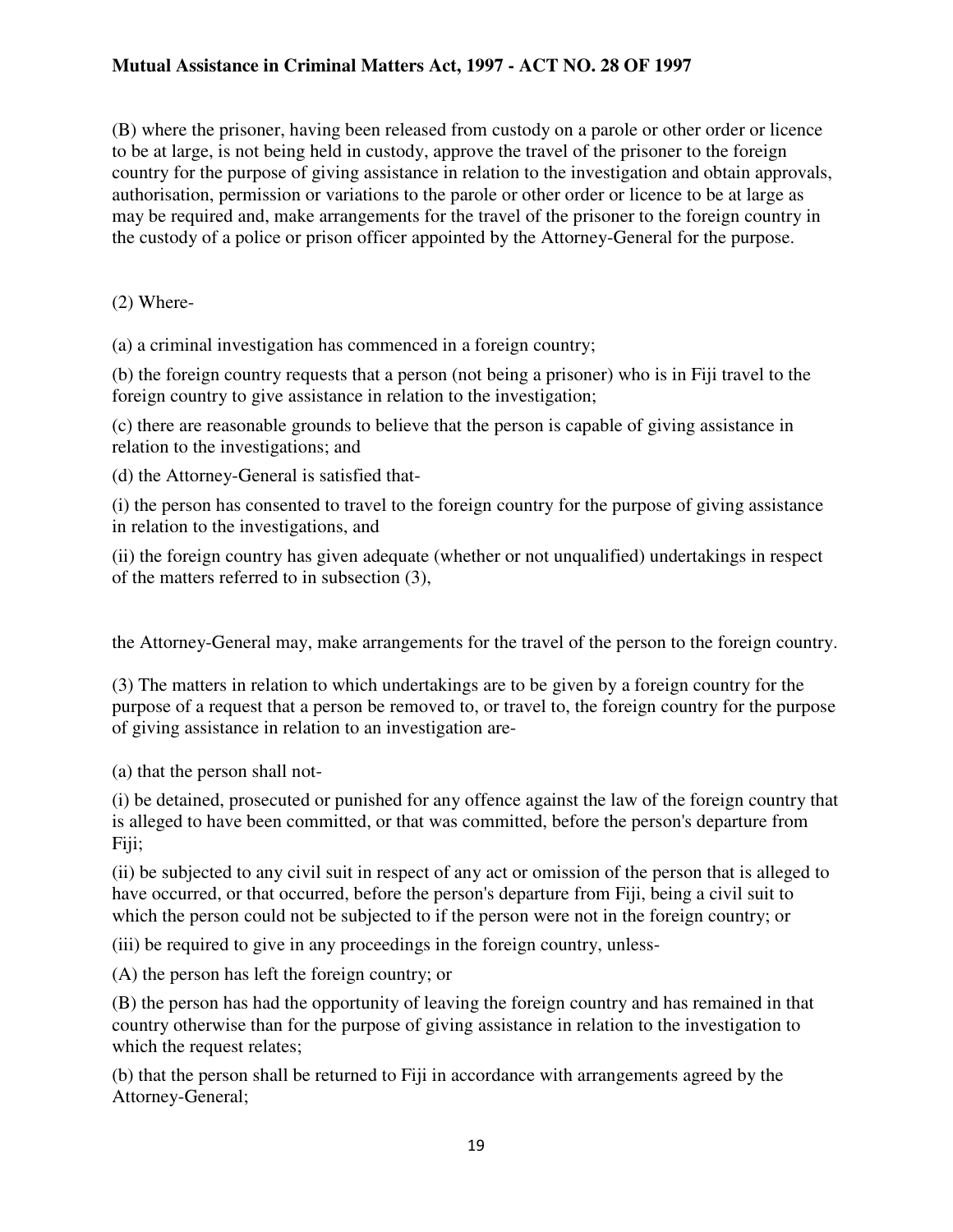(B) where the prisoner, having been released from custody on a parole or other order or licence to be at large, is not being held in custody, approve the travel of the prisoner to the foreign country for the purpose of giving assistance in relation to the investigation and obtain approvals, authorisation, permission or variations to the parole or other order or licence to be at large as may be required and, make arrangements for the travel of the prisoner to the foreign country in the custody of a police or prison officer appointed by the Attorney-General for the purpose.

(2) Where-

(a) a criminal investigation has commenced in a foreign country;

(b) the foreign country requests that a person (not being a prisoner) who is in Fiji travel to the foreign country to give assistance in relation to the investigation;

(c) there are reasonable grounds to believe that the person is capable of giving assistance in relation to the investigations; and

(d) the Attorney-General is satisfied that-

(i) the person has consented to travel to the foreign country for the purpose of giving assistance in relation to the investigations, and

(ii) the foreign country has given adequate (whether or not unqualified) undertakings in respect of the matters referred to in subsection (3),

the Attorney-General may, make arrangements for the travel of the person to the foreign country.

(3) The matters in relation to which undertakings are to be given by a foreign country for the purpose of a request that a person be removed to, or travel to, the foreign country for the purpose of giving assistance in relation to an investigation are-

(a) that the person shall not-

(i) be detained, prosecuted or punished for any offence against the law of the foreign country that is alleged to have been committed, or that was committed, before the person's departure from Fiji;

(ii) be subjected to any civil suit in respect of any act or omission of the person that is alleged to have occurred, or that occurred, before the person's departure from Fiji, being a civil suit to which the person could not be subjected to if the person were not in the foreign country; or

(iii) be required to give in any proceedings in the foreign country, unless-

(A) the person has left the foreign country; or

(B) the person has had the opportunity of leaving the foreign country and has remained in that country otherwise than for the purpose of giving assistance in relation to the investigation to which the request relates;

(b) that the person shall be returned to Fiji in accordance with arrangements agreed by the Attorney-General;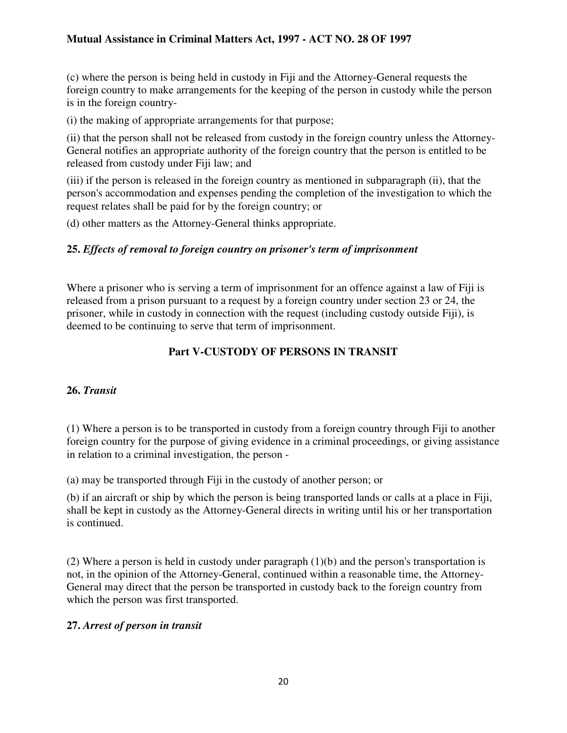(c) where the person is being held in custody in Fiji and the Attorney-General requests the foreign country to make arrangements for the keeping of the person in custody while the person is in the foreign country-

(i) the making of appropriate arrangements for that purpose;

(ii) that the person shall not be released from custody in the foreign country unless the Attorney-General notifies an appropriate authority of the foreign country that the person is entitled to be released from custody under Fiji law; and

(iii) if the person is released in the foreign country as mentioned in subparagraph (ii), that the person's accommodation and expenses pending the completion of the investigation to which the request relates shall be paid for by the foreign country; or

(d) other matters as the Attorney-General thinks appropriate.

**25.** ***Effects of removal to foreign country on prisoner's term of imprisonment***

Where a prisoner who is serving a term of imprisonment for an offence against a law of Fiji is released from a prison pursuant to a request by a foreign country under section 23 or 24, the prisoner, while in custody in connection with the request (including custody outside Fiji), is deemed to be continuing to serve that term of imprisonment.

## Part V-CUSTODY OF PERSONS IN TRANSIT

**26.** ***Transit***

(1) Where a person is to be transported in custody from a foreign country through Fiji to another foreign country for the purpose of giving evidence in a criminal proceedings, or giving assistance in relation to a criminal investigation, the person -

(a) may be transported through Fiji in the custody of another person; or

(b) if an aircraft or ship by which the person is being transported lands or calls at a place in Fiji, shall be kept in custody as the Attorney-General directs in writing until his or her transportation is continued.

(2) Where a person is held in custody under paragraph (1)(b) and the person's transportation is not, in the opinion of the Attorney-General, continued within a reasonable time, the Attorney-General may direct that the person be transported in custody back to the foreign country from which the person was first transported.

**27.** ***Arrest of person in transit***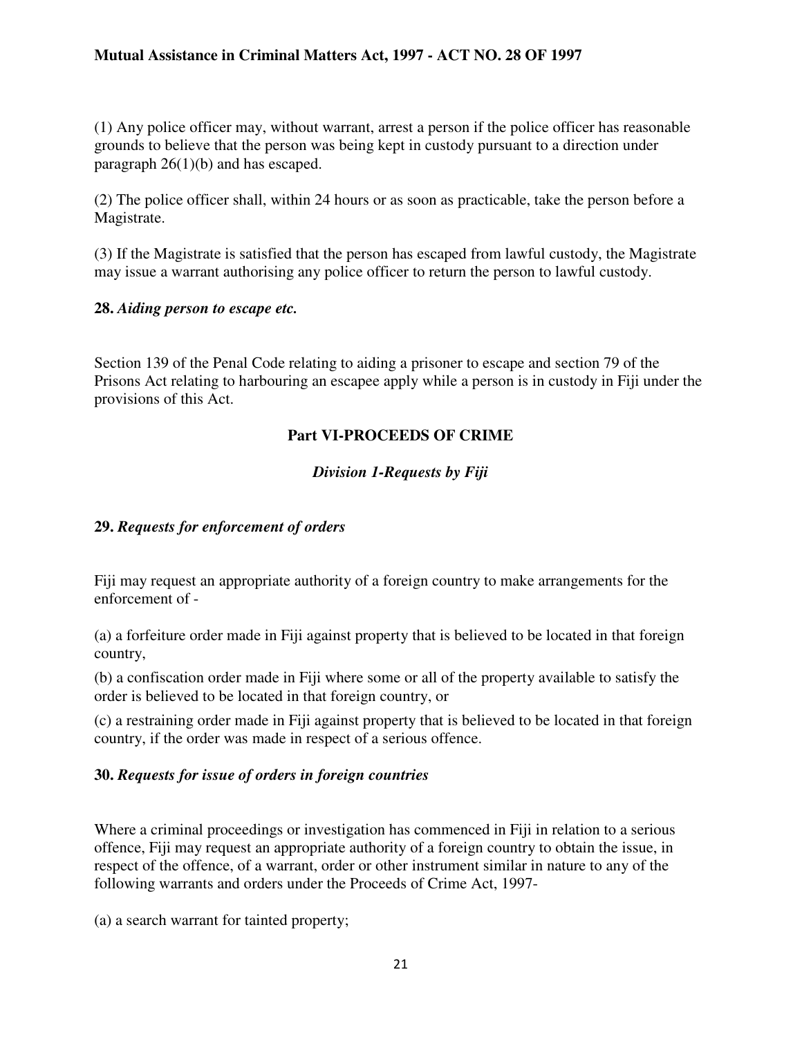(1) Any police officer may, without warrant, arrest a person if the police officer has reasonable grounds to believe that the person was being kept in custody pursuant to a direction under paragraph 26(1)(b) and has escaped.

(2) The police officer shall, within 24 hours or as soon as practicable, take the person before a Magistrate.

(3) If the Magistrate is satisfied that the person has escaped from lawful custody, the Magistrate may issue a warrant authorising any police officer to return the person to lawful custody.

**28.** ***Aiding person to escape etc.***

Section 139 of the Penal Code relating to aiding a prisoner to escape and section 79 of the Prisons Act relating to harbouring an escapee apply while a person is in custody in Fiji under the provisions of this Act.

## Part VI-PROCEEDS OF CRIME

### *Division 1-Requests by Fiji*

**29.** ***Requests for enforcement of orders***

Fiji may request an appropriate authority of a foreign country to make arrangements for the enforcement of -

(a) a forfeiture order made in Fiji against property that is believed to be located in that foreign country,

(b) a confiscation order made in Fiji where some or all of the property available to satisfy the order is believed to be located in that foreign country, or

(c) a restraining order made in Fiji against property that is believed to be located in that foreign country, if the order was made in respect of a serious offence.

**30.** ***Requests for issue of orders in foreign countries***

Where a criminal proceedings or investigation has commenced in Fiji in relation to a serious offence, Fiji may request an appropriate authority of a foreign country to obtain the issue, in respect of the offence, of a warrant, order or other instrument similar in nature to any of the following warrants and orders under the Proceeds of Crime Act, 1997-

(a) a search warrant for tainted property;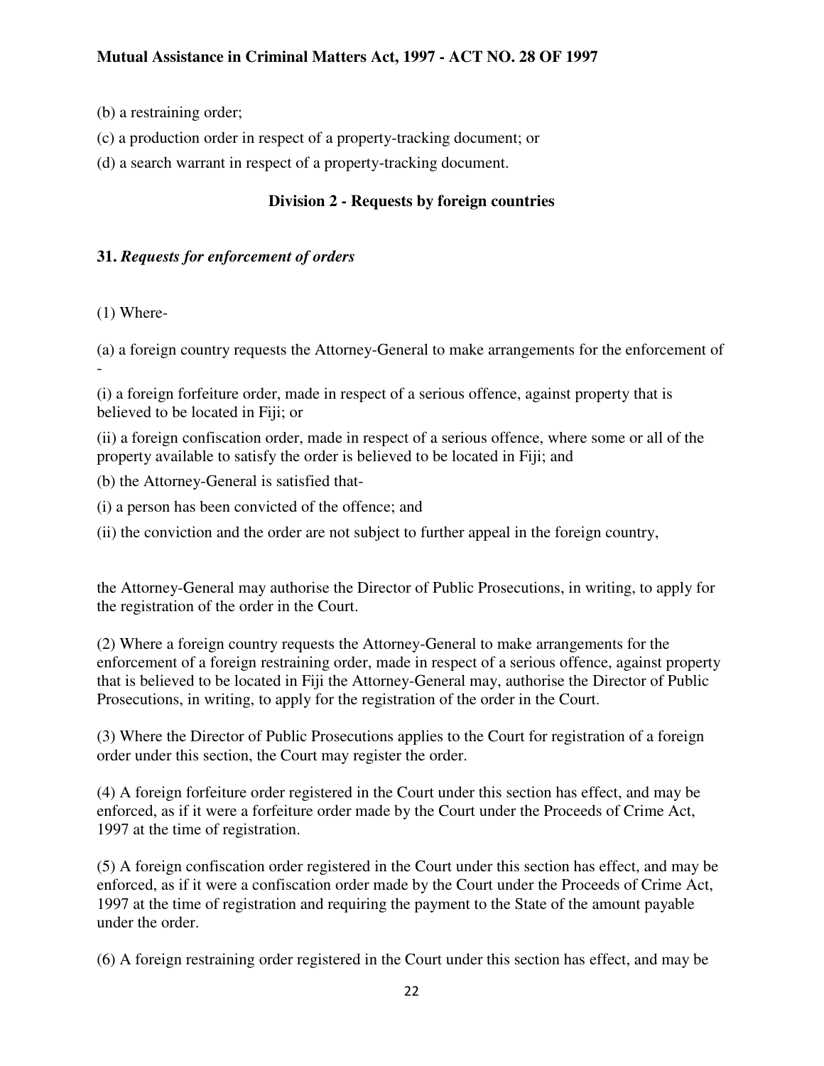(b) a restraining order;

(c) a production order in respect of a property-tracking document; or

(d) a search warrant in respect of a property-tracking document.

## Division 2 - Requests by foreign countries

### 31. *Requests for enforcement of orders*

(1) Where-

(a) a foreign country requests the Attorney-General to make arrangements for the enforcement of -

(i) a foreign forfeiture order, made in respect of a serious offence, against property that is believed to be located in Fiji; or

(ii) a foreign confiscation order, made in respect of a serious offence, where some or all of the property available to satisfy the order is believed to be located in Fiji; and

(b) the Attorney-General is satisfied that-

(i) a person has been convicted of the offence; and

(ii) the conviction and the order are not subject to further appeal in the foreign country,

the Attorney-General may authorise the Director of Public Prosecutions, in writing, to apply for the registration of the order in the Court.

(2) Where a foreign country requests the Attorney-General to make arrangements for the enforcement of a foreign restraining order, made in respect of a serious offence, against property that is believed to be located in Fiji the Attorney-General may, authorise the Director of Public Prosecutions, in writing, to apply for the registration of the order in the Court.

(3) Where the Director of Public Prosecutions applies to the Court for registration of a foreign order under this section, the Court may register the order.

(4) A foreign forfeiture order registered in the Court under this section has effect, and may be enforced, as if it were a forfeiture order made by the Court under the Proceeds of Crime Act, 1997 at the time of registration.

(5) A foreign confiscation order registered in the Court under this section has effect, and may be enforced, as if it were a confiscation order made by the Court under the Proceeds of Crime Act, 1997 at the time of registration and requiring the payment to the State of the amount payable under the order.

(6) A foreign restraining order registered in the Court under this section has effect, and may be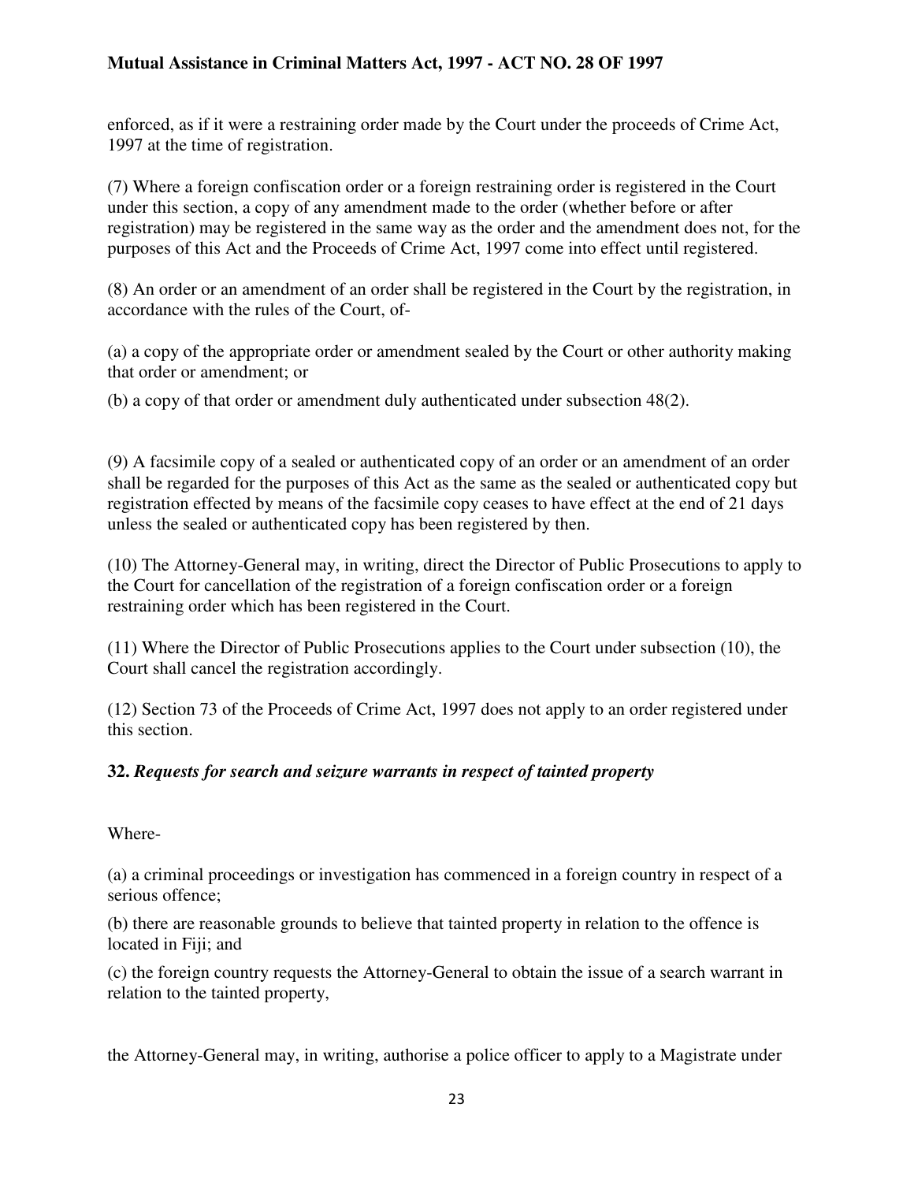enforced, as if it were a restraining order made by the Court under the proceeds of Crime Act, 1997 at the time of registration.

(7) Where a foreign confiscation order or a foreign restraining order is registered in the Court under this section, a copy of any amendment made to the order (whether before or after registration) may be registered in the same way as the order and the amendment does not, for the purposes of this Act and the Proceeds of Crime Act, 1997 come into effect until registered.

(8) An order or an amendment of an order shall be registered in the Court by the registration, in accordance with the rules of the Court, of-

(a) a copy of the appropriate order or amendment sealed by the Court or other authority making that order or amendment; or

(b) a copy of that order or amendment duly authenticated under subsection 48(2).

(9) A facsimile copy of a sealed or authenticated copy of an order or an amendment of an order shall be regarded for the purposes of this Act as the same as the sealed or authenticated copy but registration effected by means of the facsimile copy ceases to have effect at the end of 21 days unless the sealed or authenticated copy has been registered by then.

(10) The Attorney-General may, in writing, direct the Director of Public Prosecutions to apply to the Court for cancellation of the registration of a foreign confiscation order or a foreign restraining order which has been registered in the Court.

(11) Where the Director of Public Prosecutions applies to the Court under subsection (10), the Court shall cancel the registration accordingly.

(12) Section 73 of the Proceeds of Crime Act, 1997 does not apply to an order registered under this section.

### **32.** ***Requests for search and seizure warrants in respect of tainted property***

Where-

(a) a criminal proceedings or investigation has commenced in a foreign country in respect of a serious offence;

(b) there are reasonable grounds to believe that tainted property in relation to the offence is located in Fiji; and

(c) the foreign country requests the Attorney-General to obtain the issue of a search warrant in relation to the tainted property,

the Attorney-General may, in writing, authorise a police officer to apply to a Magistrate under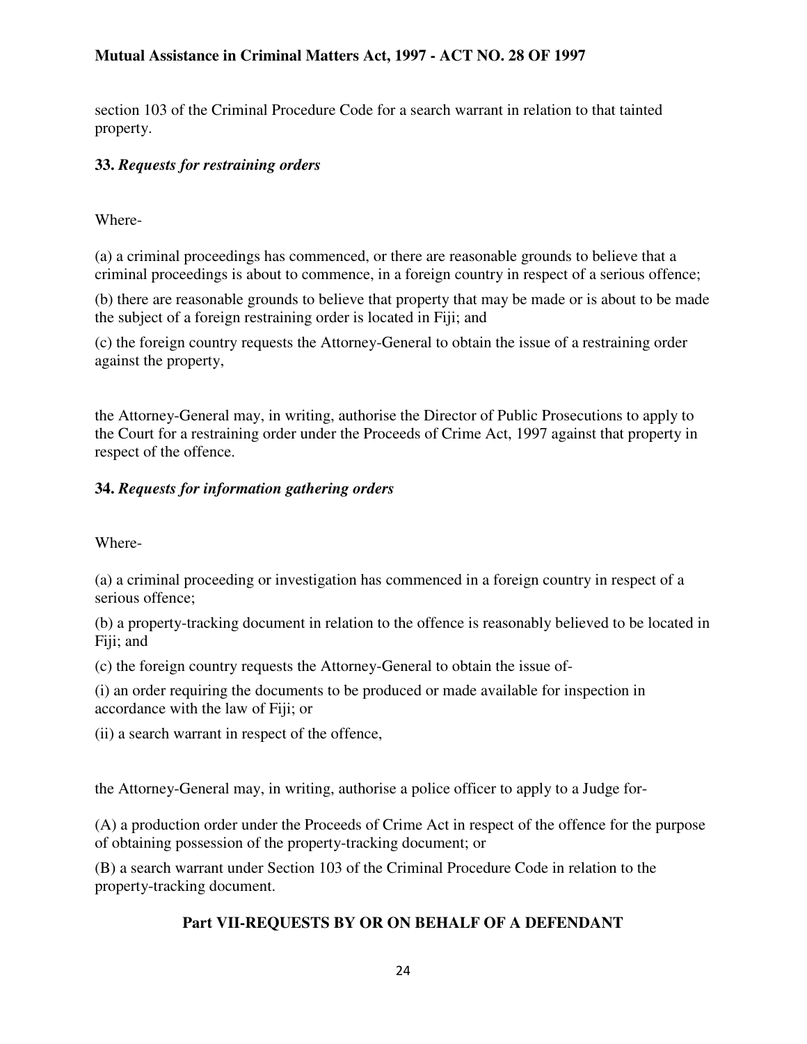section 103 of the Criminal Procedure Code for a search warrant in relation to that tainted property.

**33.** ***Requests for restraining orders***

Where-

(a) a criminal proceedings has commenced, or there are reasonable grounds to believe that a criminal proceedings is about to commence, in a foreign country in respect of a serious offence;

(b) there are reasonable grounds to believe that property that may be made or is about to be made the subject of a foreign restraining order is located in Fiji; and

(c) the foreign country requests the Attorney-General to obtain the issue of a restraining order against the property,

the Attorney-General may, in writing, authorise the Director of Public Prosecutions to apply to the Court for a restraining order under the Proceeds of Crime Act, 1997 against that property in respect of the offence.

**34.** ***Requests for information gathering orders***

Where-

(a) a criminal proceeding or investigation has commenced in a foreign country in respect of a serious offence;

(b) a property-tracking document in relation to the offence is reasonably believed to be located in Fiji; and

(c) the foreign country requests the Attorney-General to obtain the issue of-

(i) an order requiring the documents to be produced or made available for inspection in accordance with the law of Fiji; or

(ii) a search warrant in respect of the offence,

the Attorney-General may, in writing, authorise a police officer to apply to a Judge for-

(A) a production order under the Proceeds of Crime Act in respect of the offence for the purpose of obtaining possession of the property-tracking document; or

(B) a search warrant under Section 103 of the Criminal Procedure Code in relation to the property-tracking document.

## Part VII-REQUESTS BY OR ON BEHALF OF A DEFENDANT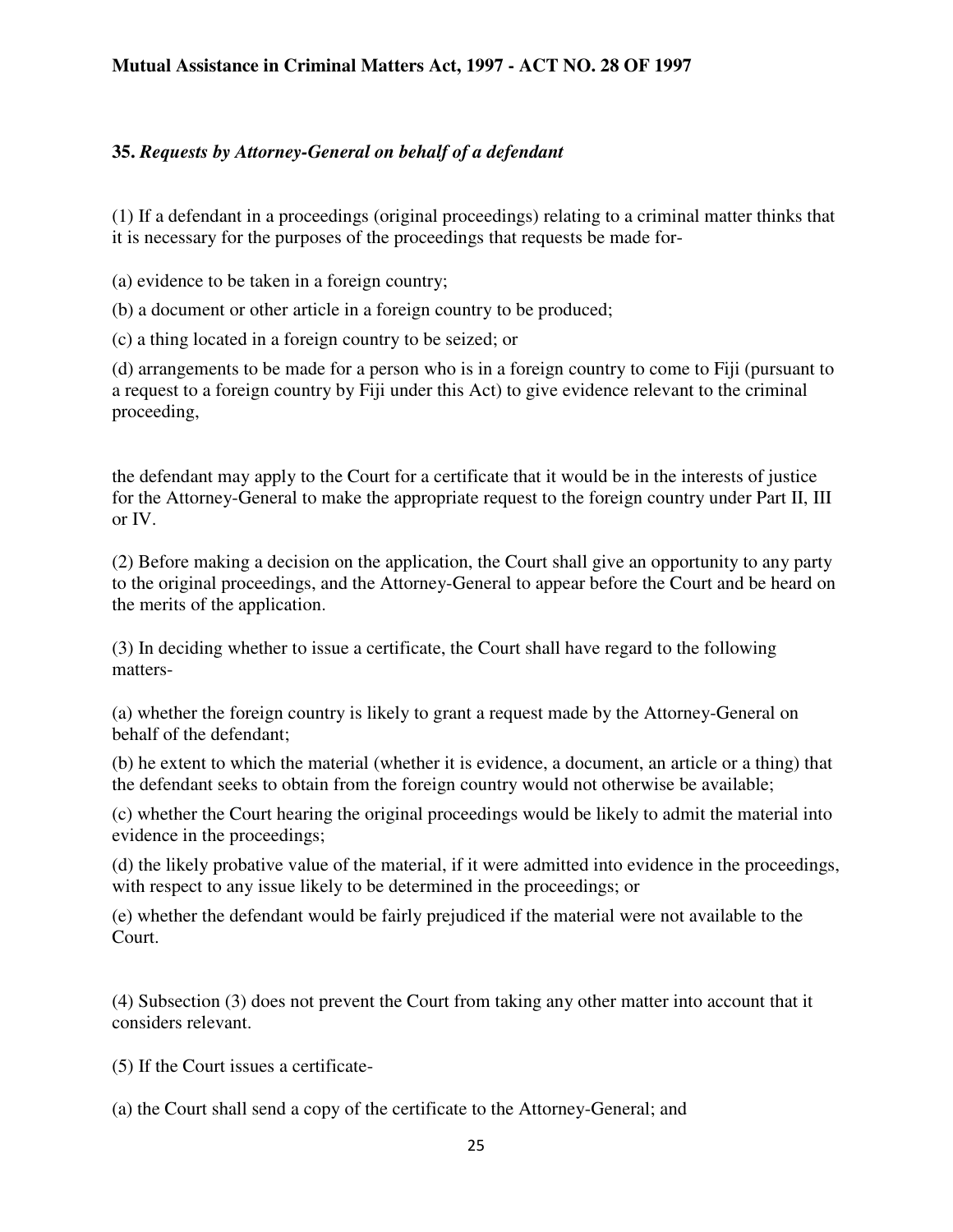### **35.** ***Requests by Attorney-General on behalf of a defendant***

(1) If a defendant in a proceedings (original proceedings) relating to a criminal matter thinks that it is necessary for the purposes of the proceedings that requests be made for-

(a) evidence to be taken in a foreign country;

(b) a document or other article in a foreign country to be produced;

(c) a thing located in a foreign country to be seized; or

(d) arrangements to be made for a person who is in a foreign country to come to Fiji (pursuant to a request to a foreign country by Fiji under this Act) to give evidence relevant to the criminal proceeding,

the defendant may apply to the Court for a certificate that it would be in the interests of justice for the Attorney-General to make the appropriate request to the foreign country under Part II, III or IV.

(2) Before making a decision on the application, the Court shall give an opportunity to any party to the original proceedings, and the Attorney-General to appear before the Court and be heard on the merits of the application.

(3) In deciding whether to issue a certificate, the Court shall have regard to the following matters-

(a) whether the foreign country is likely to grant a request made by the Attorney-General on behalf of the defendant;

(b) he extent to which the material (whether it is evidence, a document, an article or a thing) that the defendant seeks to obtain from the foreign country would not otherwise be available;

(c) whether the Court hearing the original proceedings would be likely to admit the material into evidence in the proceedings;

(d) the likely probative value of the material, if it were admitted into evidence in the proceedings, with respect to any issue likely to be determined in the proceedings; or

(e) whether the defendant would be fairly prejudiced if the material were not available to the Court.

(4) Subsection (3) does not prevent the Court from taking any other matter into account that it considers relevant.

(5) If the Court issues a certificate-

(a) the Court shall send a copy of the certificate to the Attorney-General; and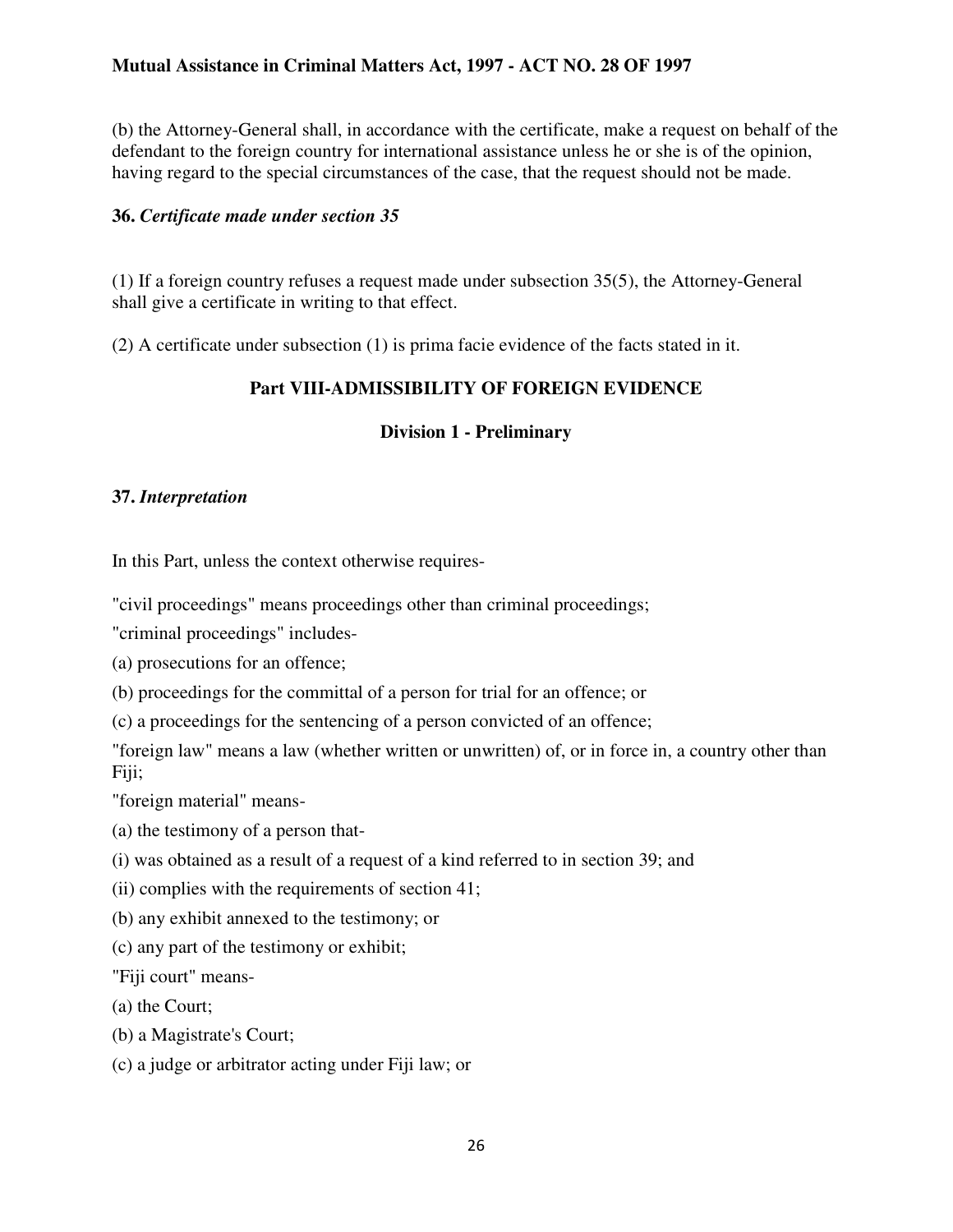(b) the Attorney-General shall, in accordance with the certificate, make a request on behalf of the defendant to the foreign country for international assistance unless he or she is of the opinion, having regard to the special circumstances of the case, that the request should not be made.

**36.** ***Certificate made under section 35***

(1) If a foreign country refuses a request made under subsection 35(5), the Attorney-General shall give a certificate in writing to that effect.

(2) A certificate under subsection (1) is prima facie evidence of the facts stated in it.

## Part VIII-ADMISSIBILITY OF FOREIGN EVIDENCE

### Division 1 - Preliminary

**37.** ***Interpretation***

In this Part, unless the context otherwise requires-

"civil proceedings" means proceedings other than criminal proceedings;

"criminal proceedings" includes-

(a) prosecutions for an offence;

(b) proceedings for the committal of a person for trial for an offence; or

(c) a proceedings for the sentencing of a person convicted of an offence;

"foreign law" means a law (whether written or unwritten) of, or in force in, a country other than Fiji;

"foreign material" means-

(a) the testimony of a person that-

(i) was obtained as a result of a request of a kind referred to in section 39; and

(ii) complies with the requirements of section 41;

(b) any exhibit annexed to the testimony; or

(c) any part of the testimony or exhibit;

"Fiji court" means-

(a) the Court;

(b) a Magistrate's Court;

(c) a judge or arbitrator acting under Fiji law; or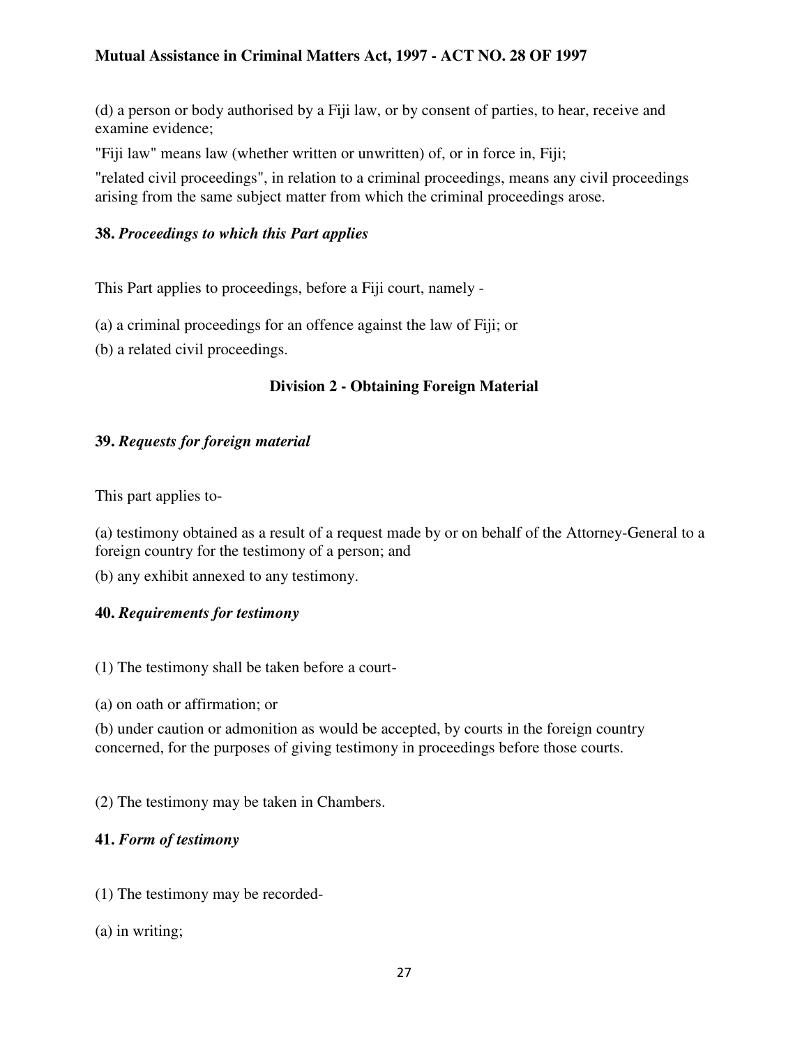(d) a person or body authorised by a Fiji law, or by consent of parties, to hear, receive and examine evidence;

"Fiji law" means law (whether written or unwritten) of, or in force in, Fiji;

"related civil proceedings", in relation to a criminal proceedings, means any civil proceedings arising from the same subject matter from which the criminal proceedings arose.

**38.** ***Proceedings to which this Part applies***

This Part applies to proceedings, before a Fiji court, namely -

(a) a criminal proceedings for an offence against the law of Fiji; or

(b) a related civil proceedings.

## Division 2 - Obtaining Foreign Material

**39.** ***Requests for foreign material***

This part applies to-

(a) testimony obtained as a result of a request made by or on behalf of the Attorney-General to a foreign country for the testimony of a person; and

(b) any exhibit annexed to any testimony.

**40.** ***Requirements for testimony***

(1) The testimony shall be taken before a court-

(a) on oath or affirmation; or

(b) under caution or admonition as would be accepted, by courts in the foreign country concerned, for the purposes of giving testimony in proceedings before those courts.

(2) The testimony may be taken in Chambers.

**41.** ***Form of testimony***

(1) The testimony may be recorded-

(a) in writing;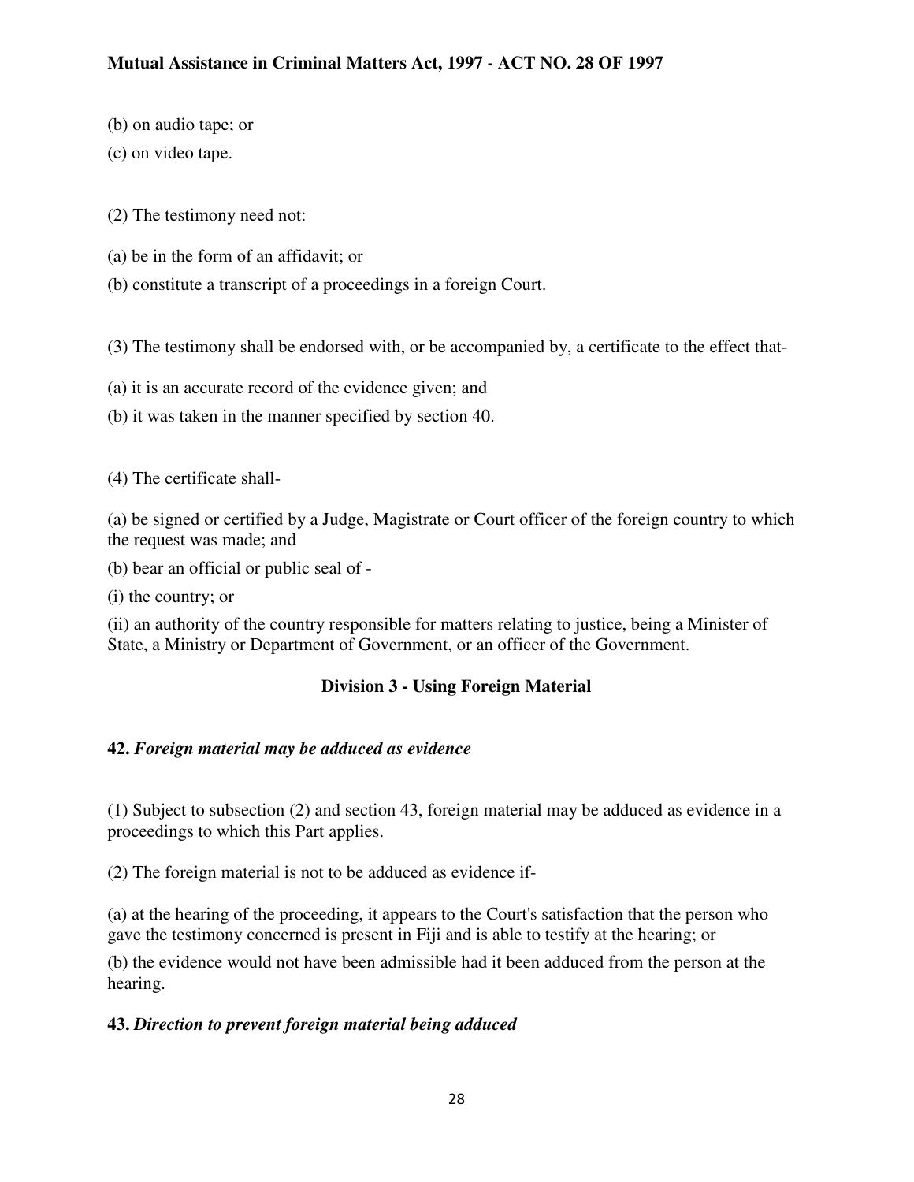(b) on audio tape; or

(c) on video tape.

(2) The testimony need not:

(a) be in the form of an affidavit; or

(b) constitute a transcript of a proceedings in a foreign Court.

(3) The testimony shall be endorsed with, or be accompanied by, a certificate to the effect that-

(a) it is an accurate record of the evidence given; and

(b) it was taken in the manner specified by section 40.

(4) The certificate shall-

(a) be signed or certified by a Judge, Magistrate or Court officer of the foreign country to which the request was made; and

(b) bear an official or public seal of -

(i) the country; or

(ii) an authority of the country responsible for matters relating to justice, being a Minister of State, a Ministry or Department of Government, or an officer of the Government.

## Division 3 - Using Foreign Material

**42.** ***Foreign material may be adduced as evidence***

(1) Subject to subsection (2) and section 43, foreign material may be adduced as evidence in a proceedings to which this Part applies.

(2) The foreign material is not to be adduced as evidence if-

(a) at the hearing of the proceeding, it appears to the Court's satisfaction that the person who gave the testimony concerned is present in Fiji and is able to testify at the hearing; or

(b) the evidence would not have been admissible had it been adduced from the person at the hearing.

**43.** ***Direction to prevent foreign material being adduced***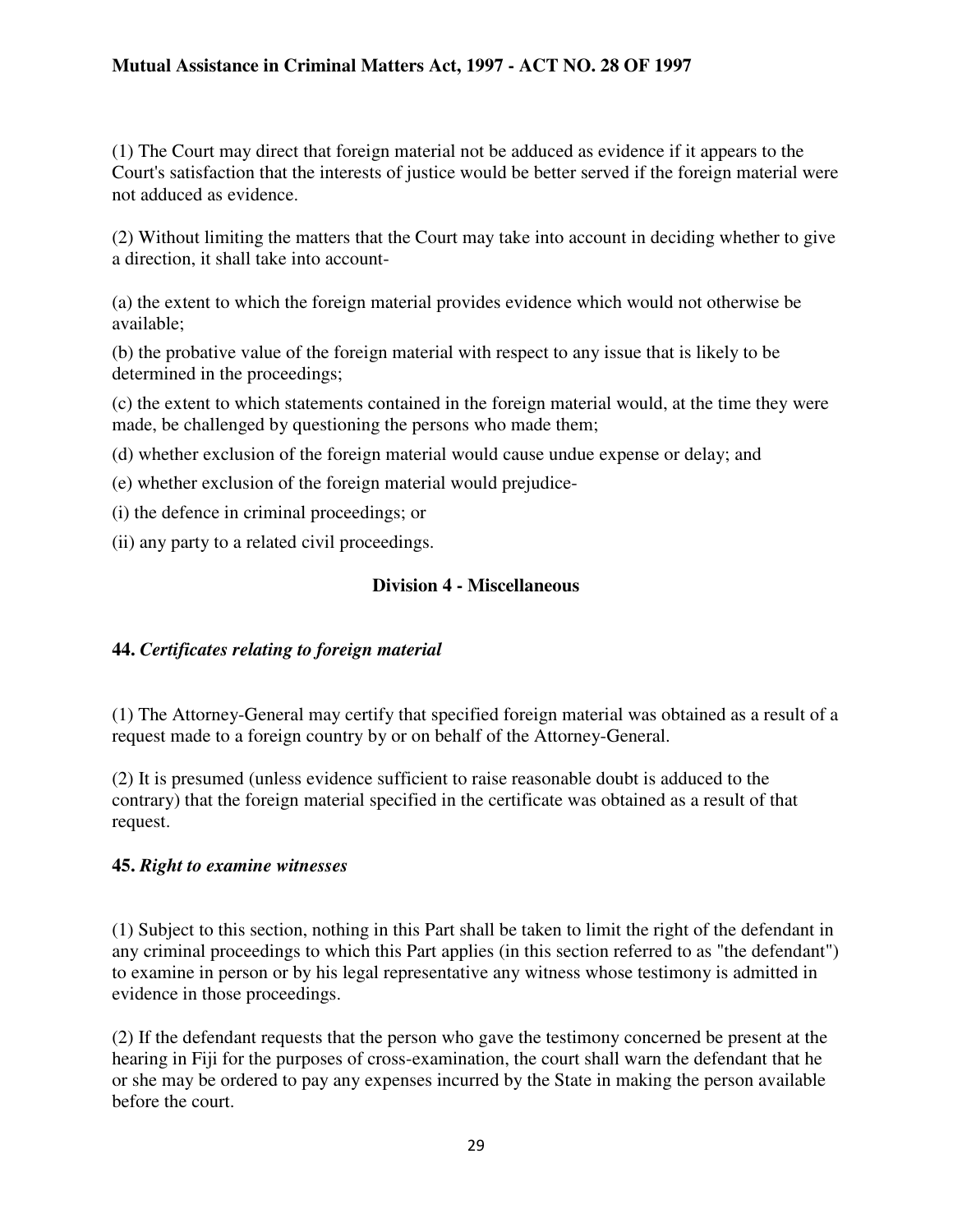(1) The Court may direct that foreign material not be adduced as evidence if it appears to the Court's satisfaction that the interests of justice would be better served if the foreign material were not adduced as evidence.

(2) Without limiting the matters that the Court may take into account in deciding whether to give a direction, it shall take into account-

(a) the extent to which the foreign material provides evidence which would not otherwise be available;

(b) the probative value of the foreign material with respect to any issue that is likely to be determined in the proceedings;

(c) the extent to which statements contained in the foreign material would, at the time they were made, be challenged by questioning the persons who made them;

(d) whether exclusion of the foreign material would cause undue expense or delay; and

(e) whether exclusion of the foreign material would prejudice-

(i) the defence in criminal proceedings; or

(ii) any party to a related civil proceedings.

### Division 4 - Miscellaneous

#### 44. *Certificates relating to foreign material*

(1) The Attorney-General may certify that specified foreign material was obtained as a result of a request made to a foreign country by or on behalf of the Attorney-General.

(2) It is presumed (unless evidence sufficient to raise reasonable doubt is adduced to the contrary) that the foreign material specified in the certificate was obtained as a result of that request.

#### 45. *Right to examine witnesses*

(1) Subject to this section, nothing in this Part shall be taken to limit the right of the defendant in any criminal proceedings to which this Part applies (in this section referred to as "the defendant") to examine in person or by his legal representative any witness whose testimony is admitted in evidence in those proceedings.

(2) If the defendant requests that the person who gave the testimony concerned be present at the hearing in Fiji for the purposes of cross-examination, the court shall warn the defendant that he or she may be ordered to pay any expenses incurred by the State in making the person available before the court.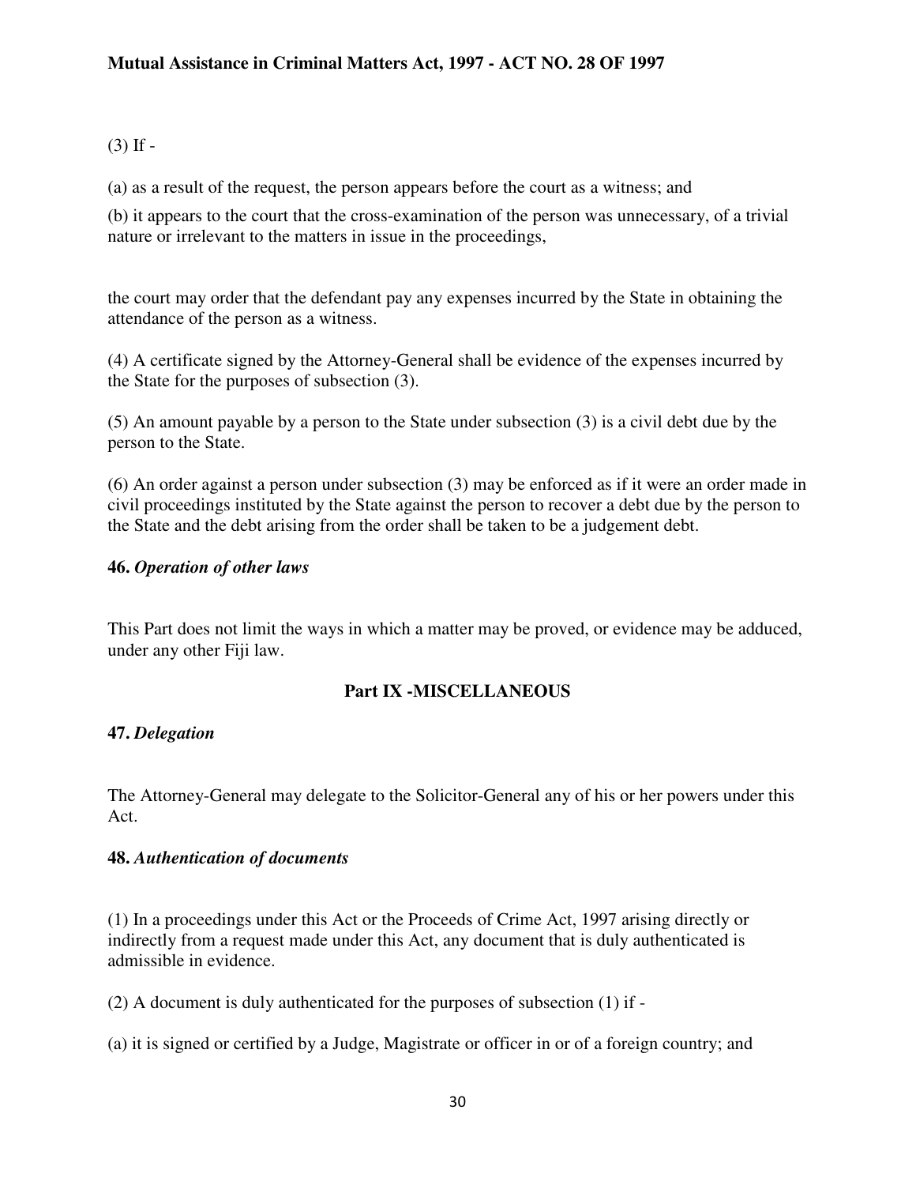(3) If -

(a) as a result of the request, the person appears before the court as a witness; and

(b) it appears to the court that the cross-examination of the person was unnecessary, of a trivial nature or irrelevant to the matters in issue in the proceedings,

the court may order that the defendant pay any expenses incurred by the State in obtaining the attendance of the person as a witness.

(4) A certificate signed by the Attorney-General shall be evidence of the expenses incurred by the State for the purposes of subsection (3).

(5) An amount payable by a person to the State under subsection (3) is a civil debt due by the person to the State.

(6) An order against a person under subsection (3) may be enforced as if it were an order made in civil proceedings instituted by the State against the person to recover a debt due by the person to the State and the debt arising from the order shall be taken to be a judgement debt.

**46.** ***Operation of other laws***

This Part does not limit the ways in which a matter may be proved, or evidence may be adduced, under any other Fiji law.

## Part IX -MISCELLANEOUS

**47.** ***Delegation***

The Attorney-General may delegate to the Solicitor-General any of his or her powers under this Act.

**48.** ***Authentication of documents***

(1) In a proceedings under this Act or the Proceeds of Crime Act, 1997 arising directly or indirectly from a request made under this Act, any document that is duly authenticated is admissible in evidence.

(2) A document is duly authenticated for the purposes of subsection (1) if -

(a) it is signed or certified by a Judge, Magistrate or officer in or of a foreign country; and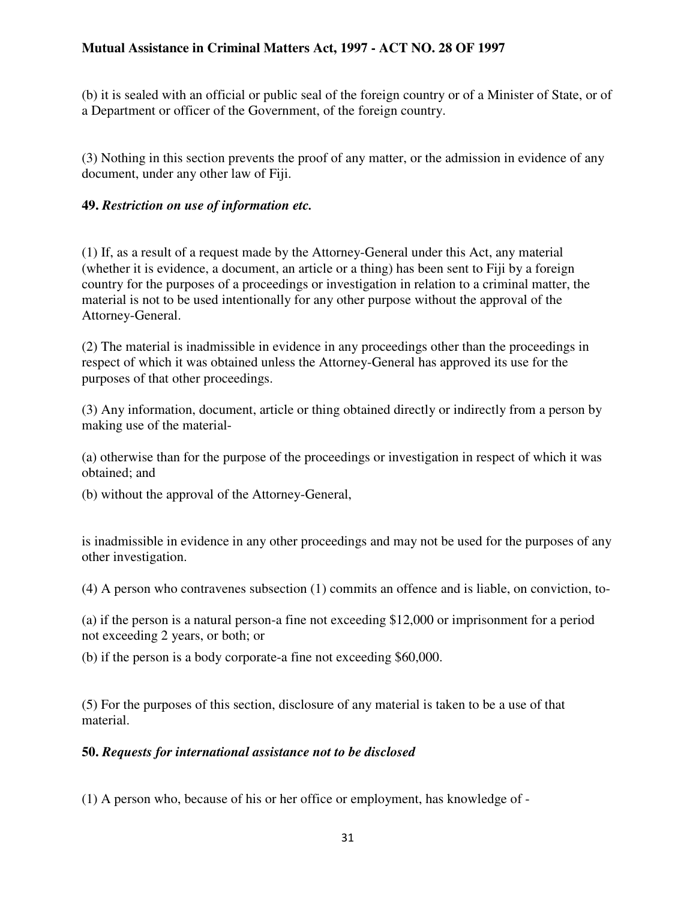(b) it is sealed with an official or public seal of the foreign country or of a Minister of State, or of a Department or officer of the Government, of the foreign country.

(3) Nothing in this section prevents the proof of any matter, or the admission in evidence of any document, under any other law of Fiji.

**49.** ***Restriction on use of information etc.***

(1) If, as a result of a request made by the Attorney-General under this Act, any material (whether it is evidence, a document, an article or a thing) has been sent to Fiji by a foreign country for the purposes of a proceedings or investigation in relation to a criminal matter, the material is not to be used intentionally for any other purpose without the approval of the Attorney-General.

(2) The material is inadmissible in evidence in any proceedings other than the proceedings in respect of which it was obtained unless the Attorney-General has approved its use for the purposes of that other proceedings.

(3) Any information, document, article or thing obtained directly or indirectly from a person by making use of the material-

(a) otherwise than for the purpose of the proceedings or investigation in respect of which it was obtained; and

(b) without the approval of the Attorney-General,

is inadmissible in evidence in any other proceedings and may not be used for the purposes of any other investigation.

(4) A person who contravenes subsection (1) commits an offence and is liable, on conviction, to-

(a) if the person is a natural person-a fine not exceeding $12,000 or imprisonment for a period not exceeding 2 years, or both; or

(b) if the person is a body corporate-a fine not exceeding $60,000.

(5) For the purposes of this section, disclosure of any material is taken to be a use of that material.

**50.** ***Requests for international assistance not to be disclosed***

(1) A person who, because of his or her office or employment, has knowledge of -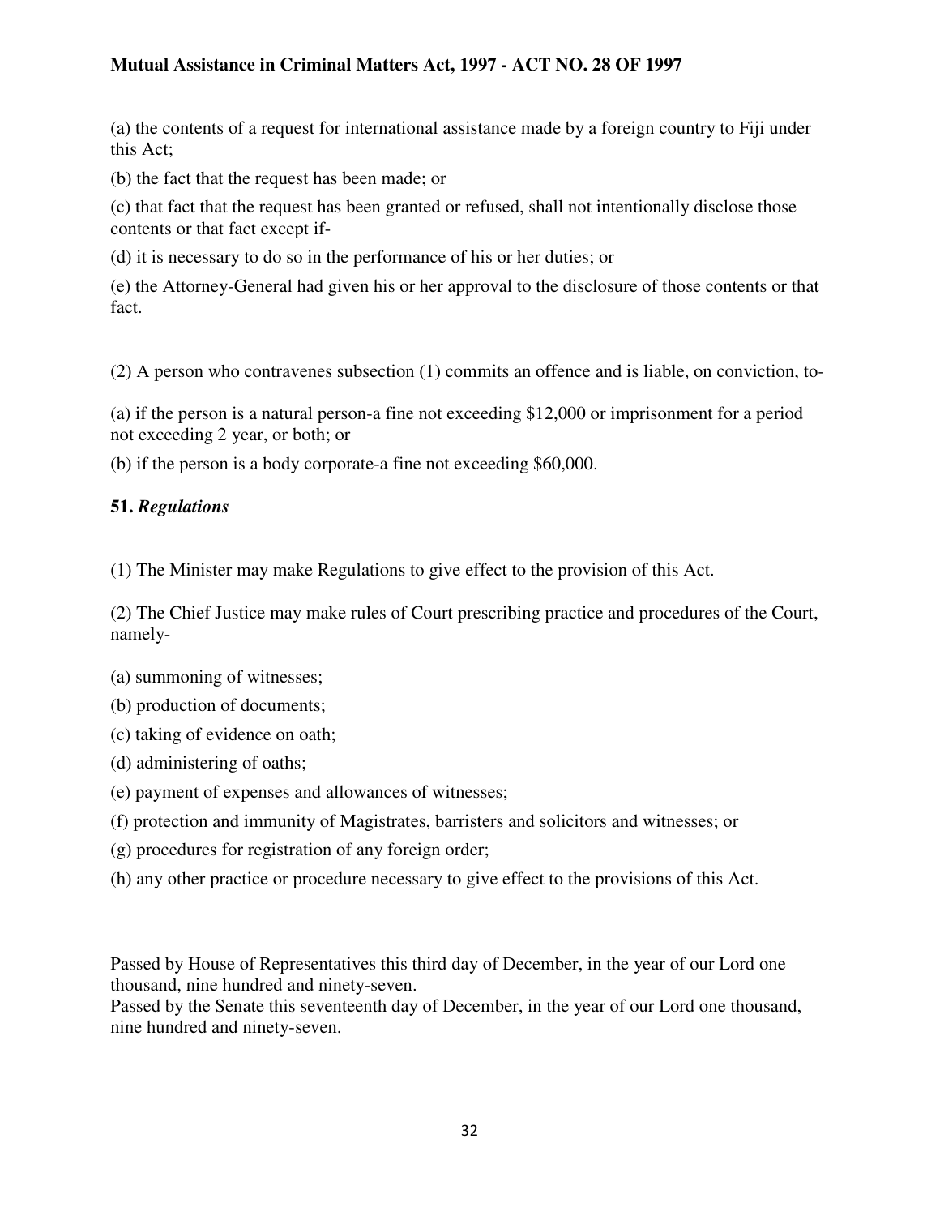(a) the contents of a request for international assistance made by a foreign country to Fiji under this Act;

(b) the fact that the request has been made; or

(c) that fact that the request has been granted or refused, shall not intentionally disclose those contents or that fact except if-

(d) it is necessary to do so in the performance of his or her duties; or

(e) the Attorney-General had given his or her approval to the disclosure of those contents or that fact.

(2) A person who contravenes subsection (1) commits an offence and is liable, on conviction, to-

(a) if the person is a natural person-a fine not exceeding $12,000 or imprisonment for a period not exceeding 2 year, or both; or

(b) if the person is a body corporate-a fine not exceeding $60,000.

**51.** ***Regulations***

(1) The Minister may make Regulations to give effect to the provision of this Act.

(2) The Chief Justice may make rules of Court prescribing practice and procedures of the Court, namely-

(a) summoning of witnesses;

(b) production of documents;

(c) taking of evidence on oath;

(d) administering of oaths;

(e) payment of expenses and allowances of witnesses;

(f) protection and immunity of Magistrates, barristers and solicitors and witnesses; or

(g) procedures for registration of any foreign order;

(h) any other practice or procedure necessary to give effect to the provisions of this Act.

Passed by House of Representatives this third day of December, in the year of our Lord one thousand, nine hundred and ninety-seven.
Passed by the Senate this seventeenth day of December, in the year of our Lord one thousand, nine hundred and ninety-seven.